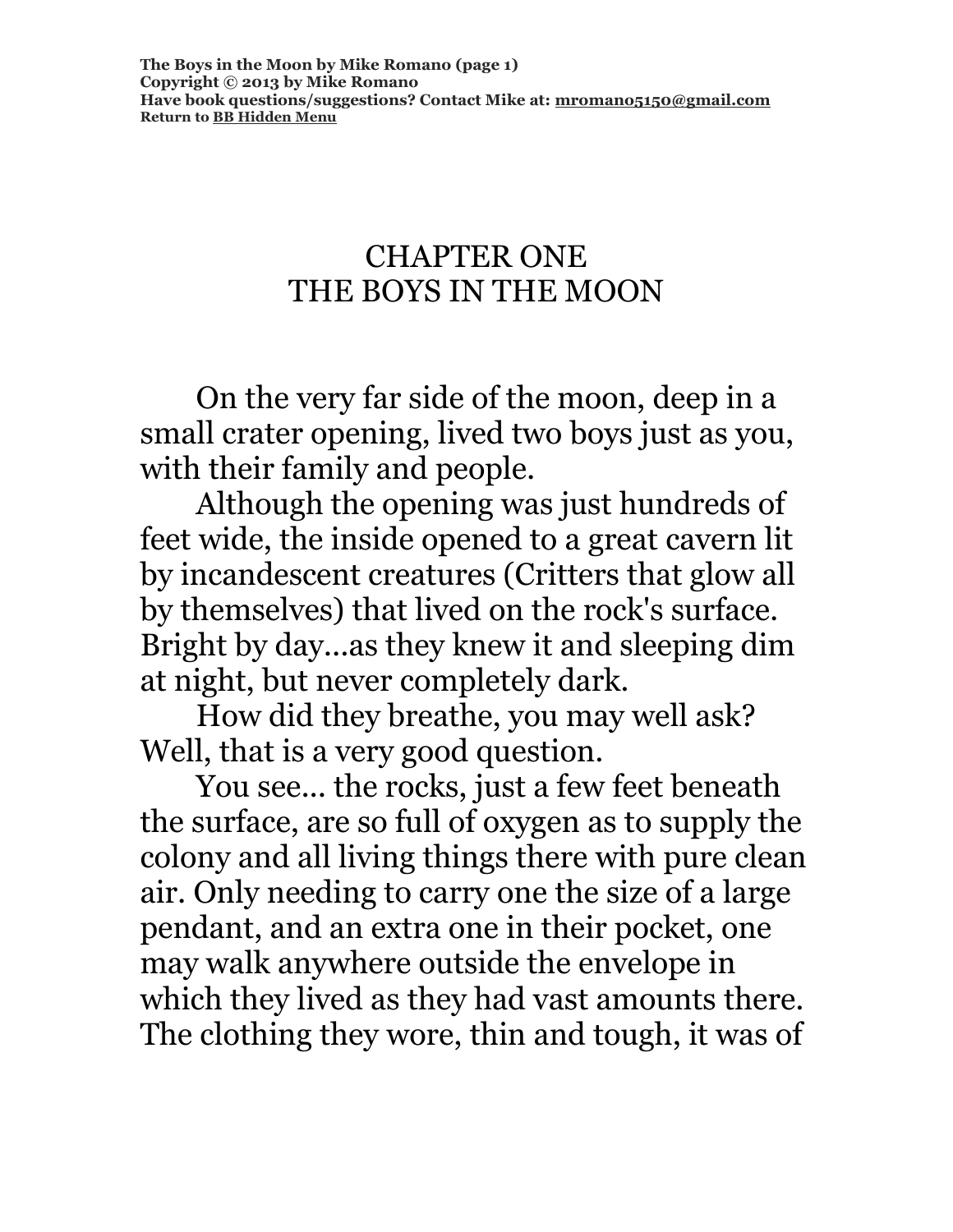# CHAPTER ONE
# THE BOYS IN THE MOON

On the very far side of the moon, deep in a small crater opening, lived two boys just as you, with their family and people.

Although the opening was just hundreds of feet wide, the inside opened to a great cavern lit by incandescent creatures (Critters that glow all by themselves) that lived on the rock's surface. Bright by day...as they knew it and sleeping dim at night, but never completely dark.

How did they breathe, you may well ask? Well, that is a very good question.

You see... the rocks, just a few feet beneath the surface, are so full of oxygen as to supply the colony and all living things there with pure clean air. Only needing to carry one the size of a large pendant, and an extra one in their pocket, one may walk anywhere outside the envelope in which they lived as they had vast amounts there. The clothing they wore, thin and tough, it was of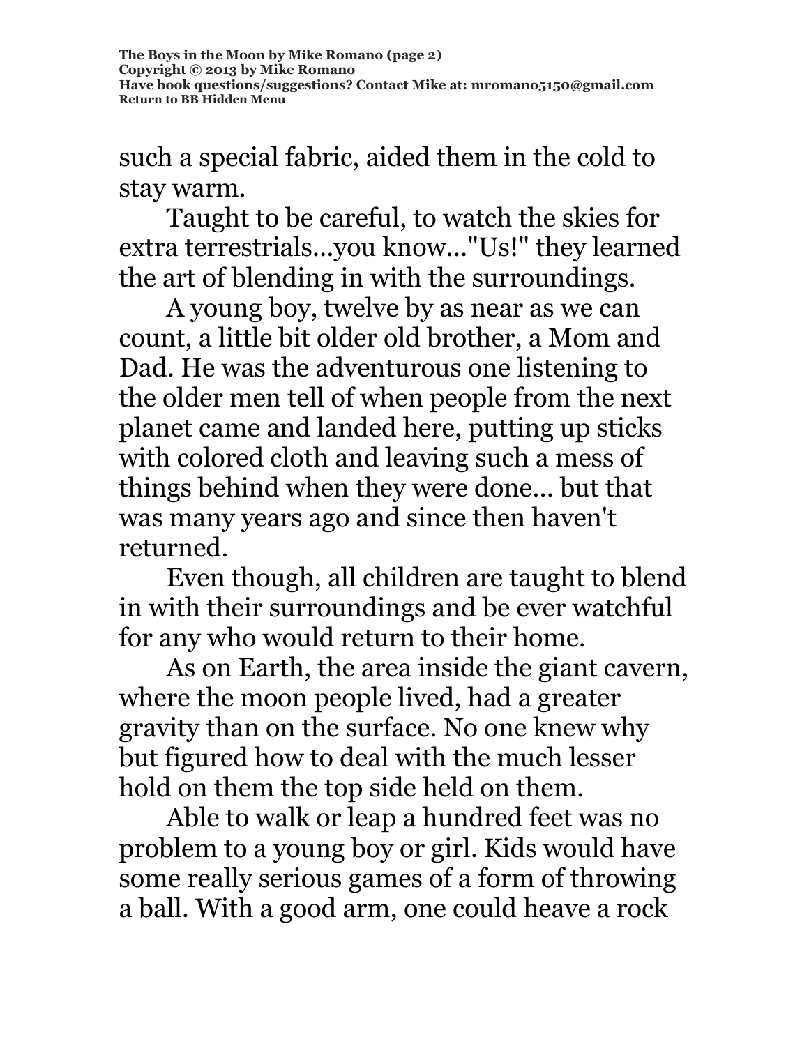such a special fabric, aided them in the cold to stay warm.

Taught to be careful, to watch the skies for extra terrestrials...you know..."Us!" they learned the art of blending in with the surroundings.

A young boy, twelve by as near as we can count, a little bit older old brother, a Mom and Dad. He was the adventurous one listening to the older men tell of when people from the next planet came and landed here, putting up sticks with colored cloth and leaving such a mess of things behind when they were done... but that was many years ago and since then haven't returned.

Even though, all children are taught to blend in with their surroundings and be ever watchful for any who would return to their home.

As on Earth, the area inside the giant cavern, where the moon people lived, had a greater gravity than on the surface. No one knew why but figured how to deal with the much lesser hold on them the top side held on them.

Able to walk or leap a hundred feet was no problem to a young boy or girl. Kids would have some really serious games of a form of throwing a ball. With a good arm, one could heave a rock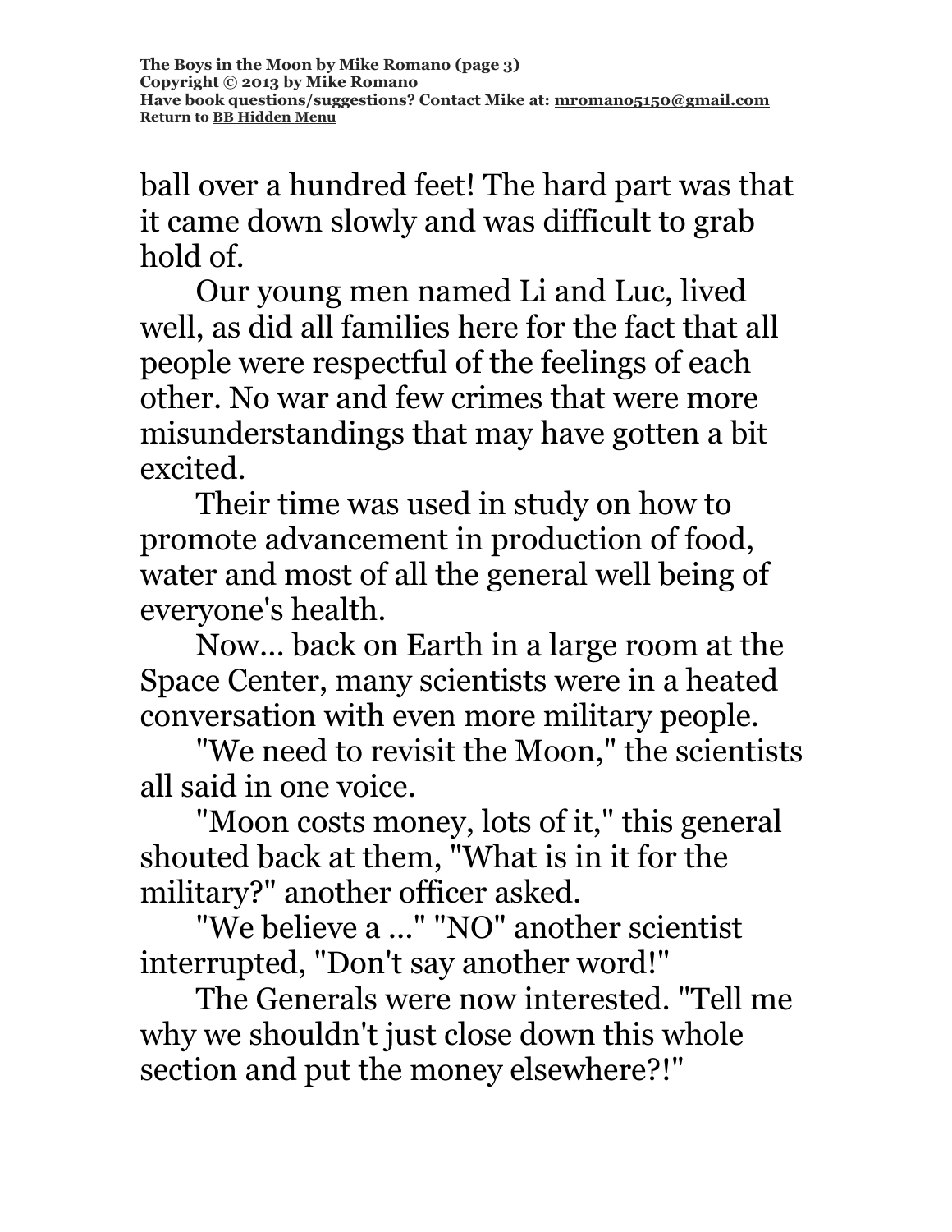ball over a hundred feet! The hard part was that it came down slowly and was difficult to grab hold of.

Our young men named Li and Luc, lived well, as did all families here for the fact that all people were respectful of the feelings of each other. No war and few crimes that were more misunderstandings that may have gotten a bit excited.

Their time was used in study on how to promote advancement in production of food, water and most of all the general well being of everyone's health.

Now... back on Earth in a large room at the Space Center, many scientists were in a heated conversation with even more military people.

"We need to revisit the Moon," the scientists all said in one voice.

"Moon costs money, lots of it," this general shouted back at them, "What is in it for the military?" another officer asked.

"We believe a ..." "NO" another scientist interrupted, "Don't say another word!"

The Generals were now interested. "Tell me why we shouldn't just close down this whole section and put the money elsewhere?!"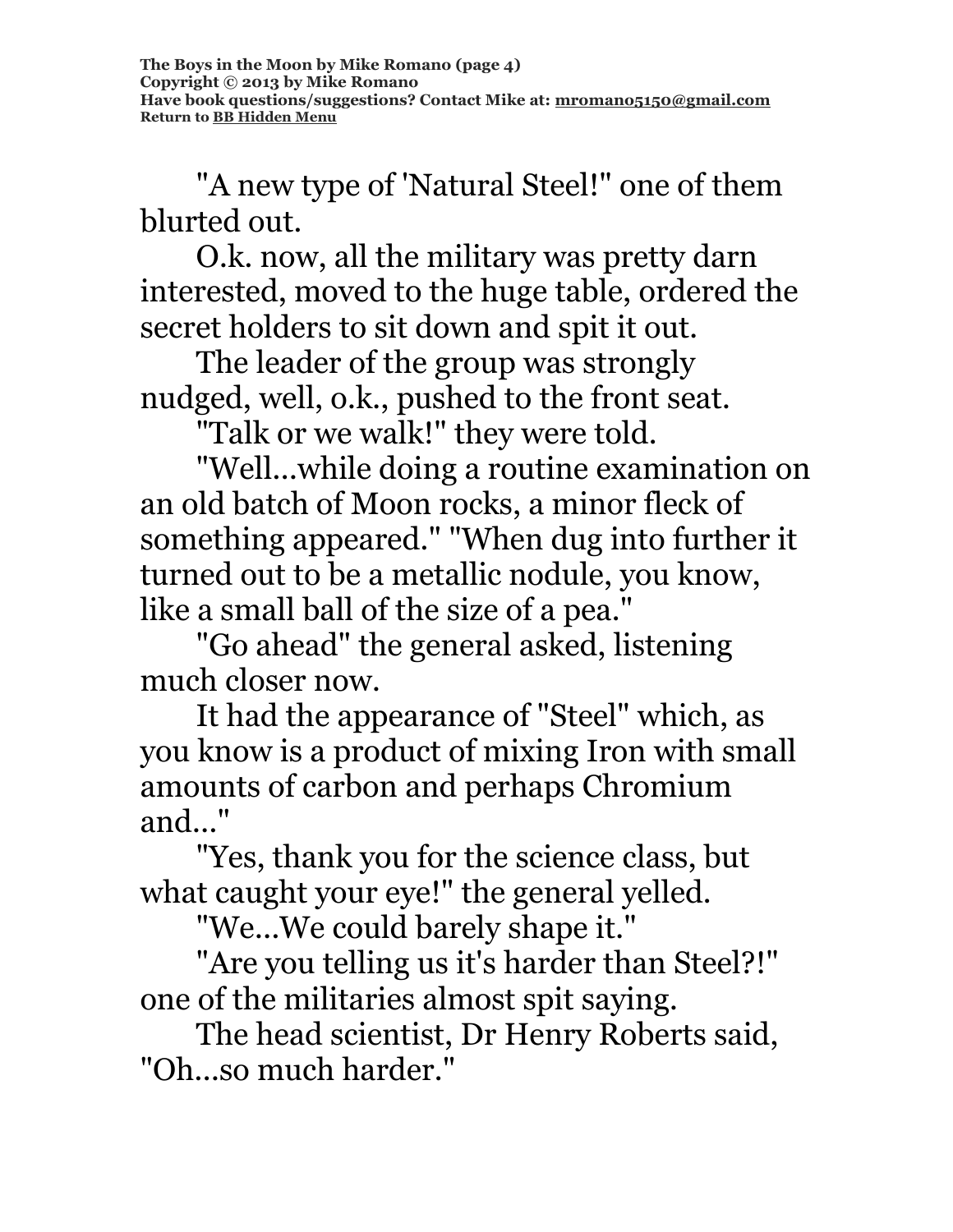"A new type of 'Natural Steel!" one of them blurted out.

O.k. now, all the military was pretty darn interested, moved to the huge table, ordered the secret holders to sit down and spit it out.

The leader of the group was strongly nudged, well, o.k., pushed to the front seat.

"Talk or we walk!" they were told.

"Well...while doing a routine examination on an old batch of Moon rocks, a minor fleck of something appeared." "When dug into further it turned out to be a metallic nodule, you know, like a small ball of the size of a pea."

"Go ahead" the general asked, listening much closer now.

It had the appearance of "Steel" which, as you know is a product of mixing Iron with small amounts of carbon and perhaps Chromium and..."

"Yes, thank you for the science class, but what caught your eye!" the general yelled.

"We...We could barely shape it."

"Are you telling us it's harder than Steel?!" one of the militaries almost spit saying.

The head scientist, Dr Henry Roberts said, "Oh...so much harder."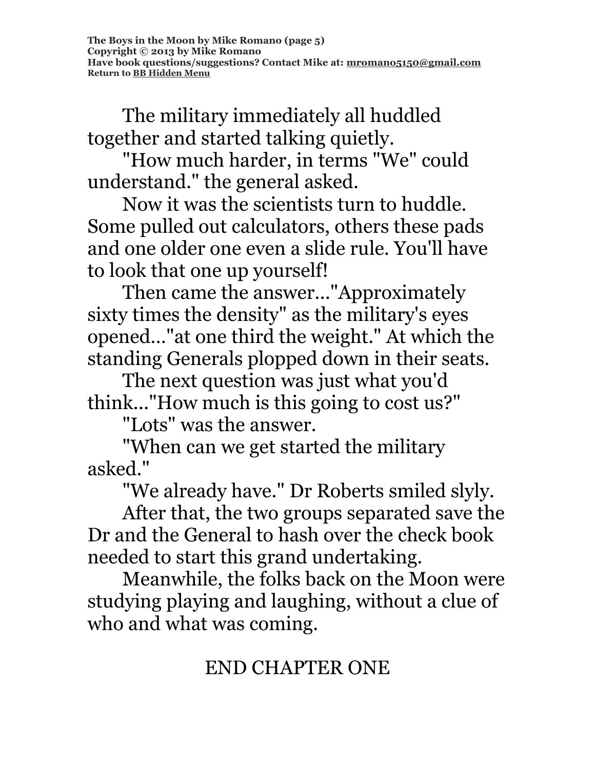The military immediately all huddled together and started talking quietly.

"How much harder, in terms "We" could understand." the general asked.

Now it was the scientists turn to huddle. Some pulled out calculators, others these pads and one older one even a slide rule. You'll have to look that one up yourself!

Then came the answer..."Approximately sixty times the density" as the military's eyes opened..."at one third the weight." At which the standing Generals plopped down in their seats.

The next question was just what you'd think..."How much is this going to cost us?"

"Lots" was the answer.

"When can we get started the military asked."

"We already have." Dr Roberts smiled slyly.

After that, the two groups separated save the Dr and the General to hash over the check book needed to start this grand undertaking.

Meanwhile, the folks back on the Moon were studying playing and laughing, without a clue of who and what was coming.

END CHAPTER ONE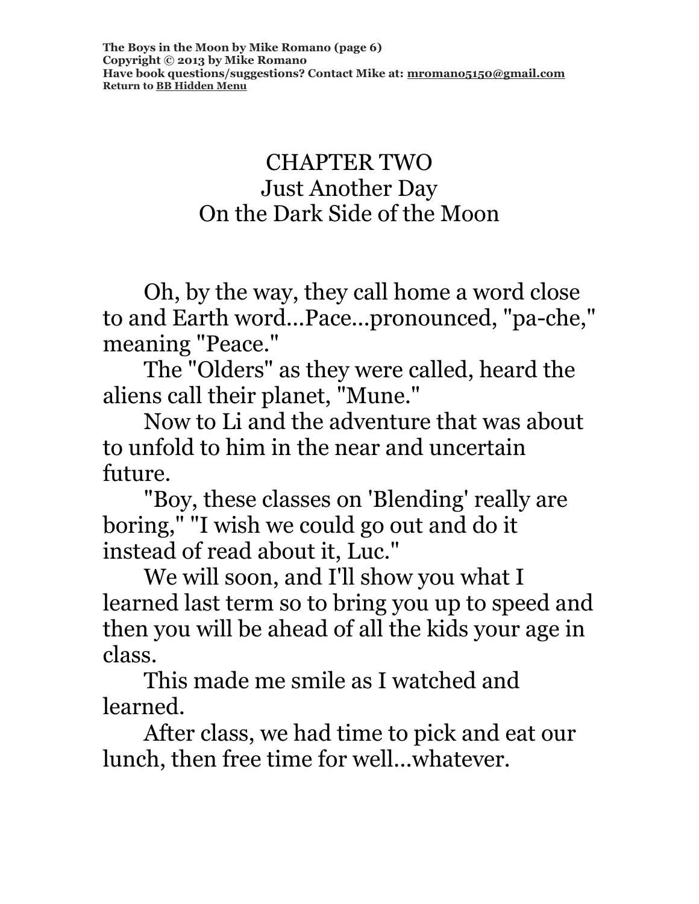# CHAPTER TWO
## Just Another Day
## On the Dark Side of the Moon

Oh, by the way, they call home a word close to and Earth word...Pace...pronounced, "pa-che," meaning "Peace."

The "Olders" as they were called, heard the aliens call their planet, "Mune."

Now to Li and the adventure that was about to unfold to him in the near and uncertain future.

"Boy, these classes on 'Blending' really are boring," "I wish we could go out and do it instead of read about it, Luc."

We will soon, and I'll show you what I learned last term so to bring you up to speed and then you will be ahead of all the kids your age in class.

This made me smile as I watched and learned.

After class, we had time to pick and eat our lunch, then free time for well...whatever.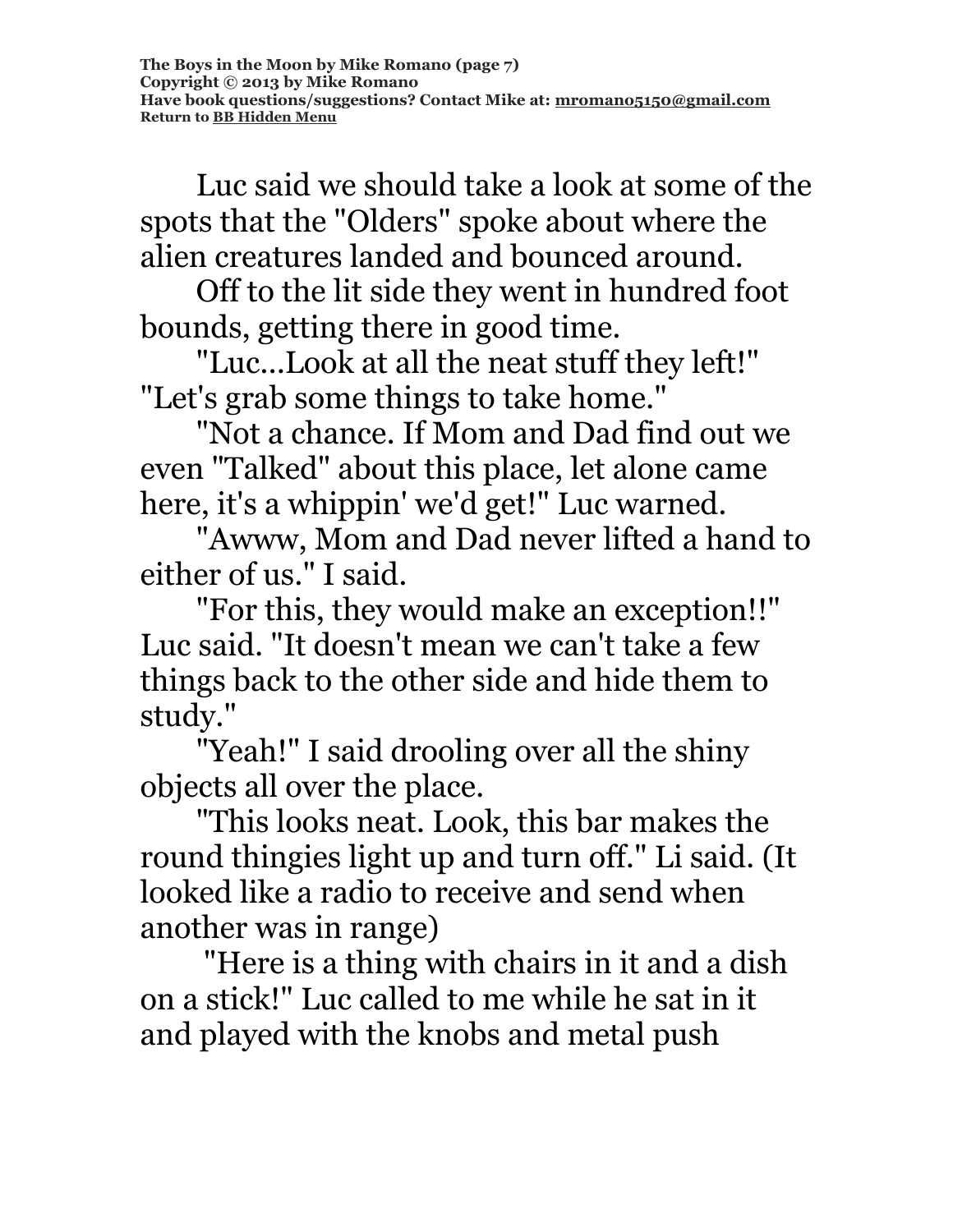Luc said we should take a look at some of the spots that the "Olders" spoke about where the alien creatures landed and bounced around.

Off to the lit side they went in hundred foot bounds, getting there in good time.

"Luc...Look at all the neat stuff they left!" "Let's grab some things to take home."

"Not a chance. If Mom and Dad find out we even "Talked" about this place, let alone came here, it's a whippin' we'd get!" Luc warned.

"Awww, Mom and Dad never lifted a hand to either of us." I said.

"For this, they would make an exception!!" Luc said. "It doesn't mean we can't take a few things back to the other side and hide them to study."

"Yeah!" I said drooling over all the shiny objects all over the place.

"This looks neat. Look, this bar makes the round thingies light up and turn off." Li said. (It looked like a radio to receive and send when another was in range)

"Here is a thing with chairs in it and a dish on a stick!" Luc called to me while he sat in it and played with the knobs and metal push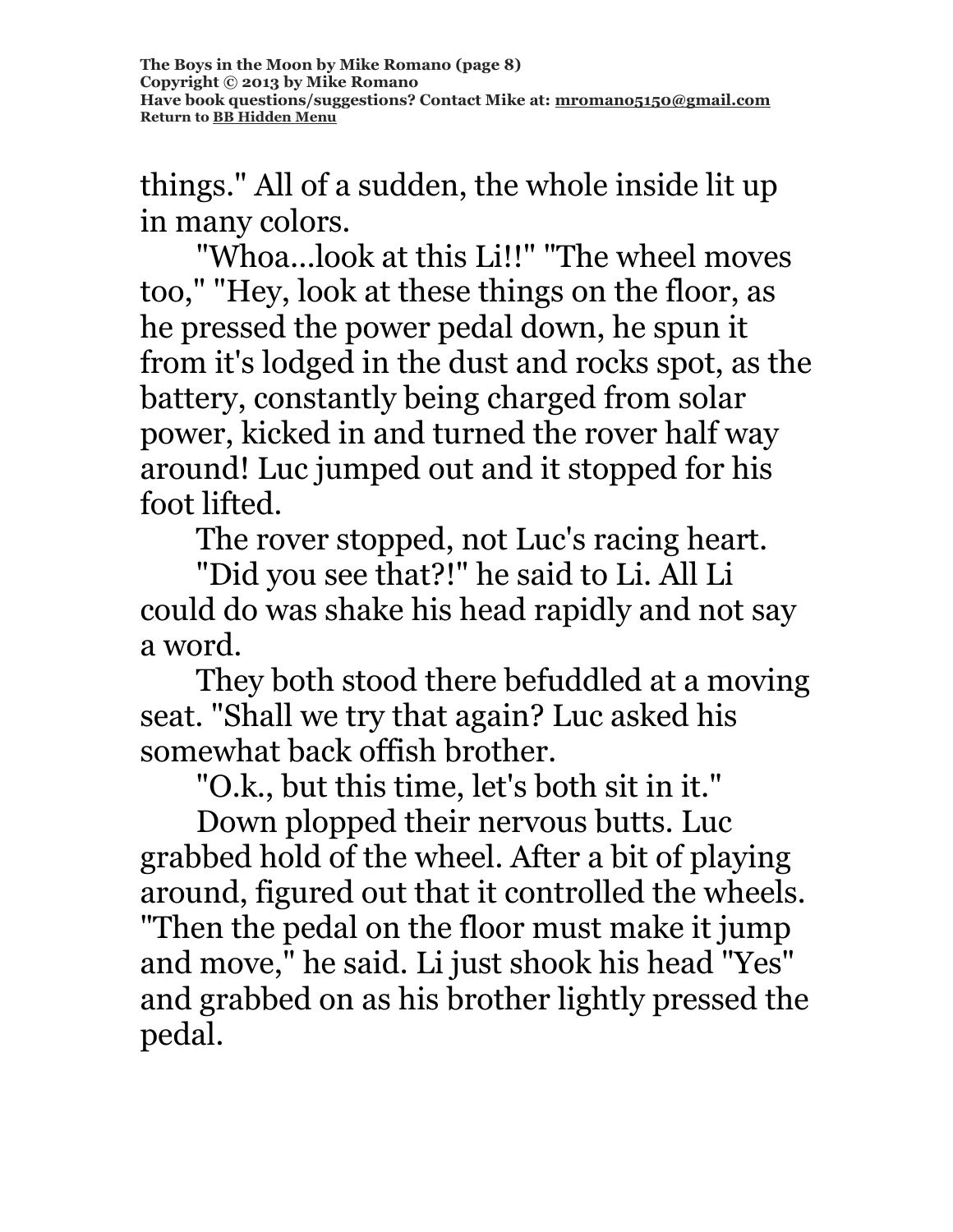things." All of a sudden, the whole inside lit up in many colors.

"Whoa...look at this Li!!" "The wheel moves too," "Hey, look at these things on the floor, as he pressed the power pedal down, he spun it from it's lodged in the dust and rocks spot, as the battery, constantly being charged from solar power, kicked in and turned the rover half way around! Luc jumped out and it stopped for his foot lifted.

The rover stopped, not Luc's racing heart.

"Did you see that?!" he said to Li. All Li could do was shake his head rapidly and not say a word.

They both stood there befuddled at a moving seat. "Shall we try that again? Luc asked his somewhat back offish brother.

"O.k., but this time, let's both sit in it."

Down plopped their nervous butts. Luc grabbed hold of the wheel. After a bit of playing around, figured out that it controlled the wheels. "Then the pedal on the floor must make it jump and move," he said. Li just shook his head "Yes" and grabbed on as his brother lightly pressed the pedal.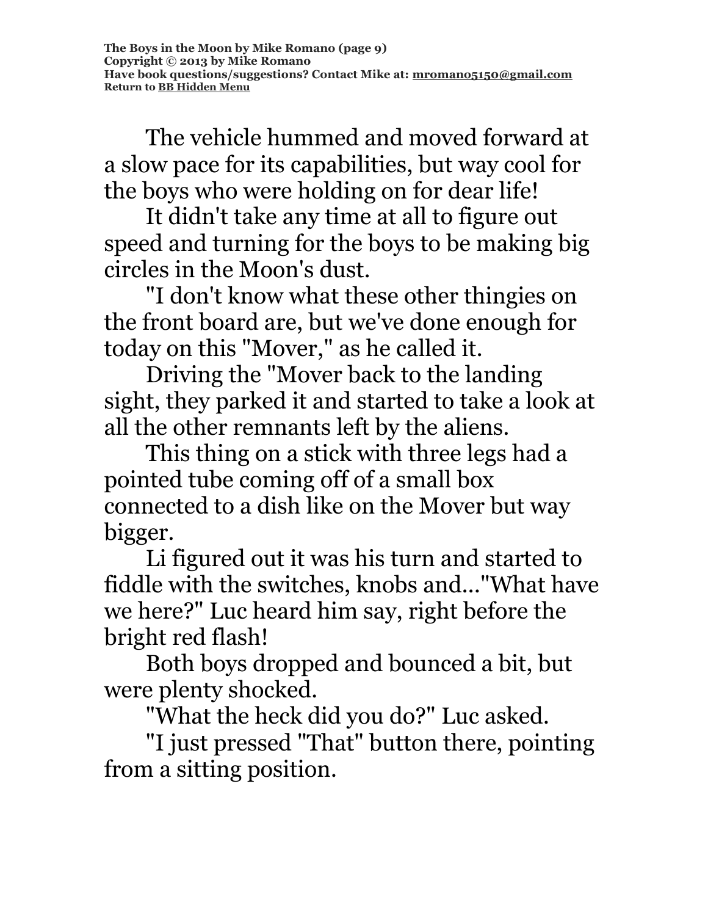The vehicle hummed and moved forward at a slow pace for its capabilities, but way cool for the boys who were holding on for dear life!

It didn't take any time at all to figure out speed and turning for the boys to be making big circles in the Moon's dust.

"I don't know what these other thingies on the front board are, but we've done enough for today on this "Mover," as he called it.

Driving the "Mover back to the landing sight, they parked it and started to take a look at all the other remnants left by the aliens.

This thing on a stick with three legs had a pointed tube coming off of a small box connected to a dish like on the Mover but way bigger.

Li figured out it was his turn and started to fiddle with the switches, knobs and..."What have we here?" Luc heard him say, right before the bright red flash!

Both boys dropped and bounced a bit, but were plenty shocked.

"What the heck did you do?" Luc asked.

"I just pressed "That" button there, pointing from a sitting position.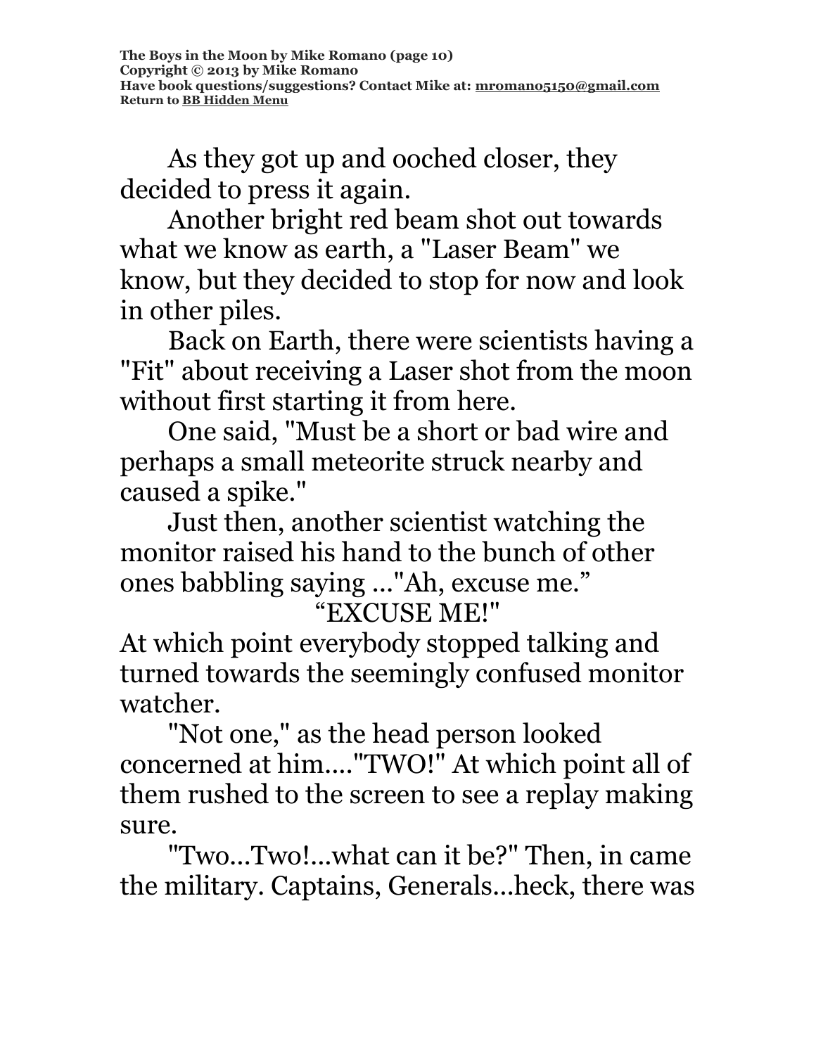As they got up and ooched closer, they decided to press it again.

Another bright red beam shot out towards what we know as earth, a "Laser Beam" we know, but they decided to stop for now and look in other piles.

Back on Earth, there were scientists having a "Fit" about receiving a Laser shot from the moon without first starting it from here.

One said, "Must be a short or bad wire and perhaps a small meteorite struck nearby and caused a spike."

Just then, another scientist watching the monitor raised his hand to the bunch of other ones babbling saying ..."Ah, excuse me."

"EXCUSE ME!"

At which point everybody stopped talking and turned towards the seemingly confused monitor watcher.

"Not one," as the head person looked concerned at him...."TWO!" At which point all of them rushed to the screen to see a replay making sure.

"Two...Two!...what can it be?" Then, in came the military. Captains, Generals...heck, there was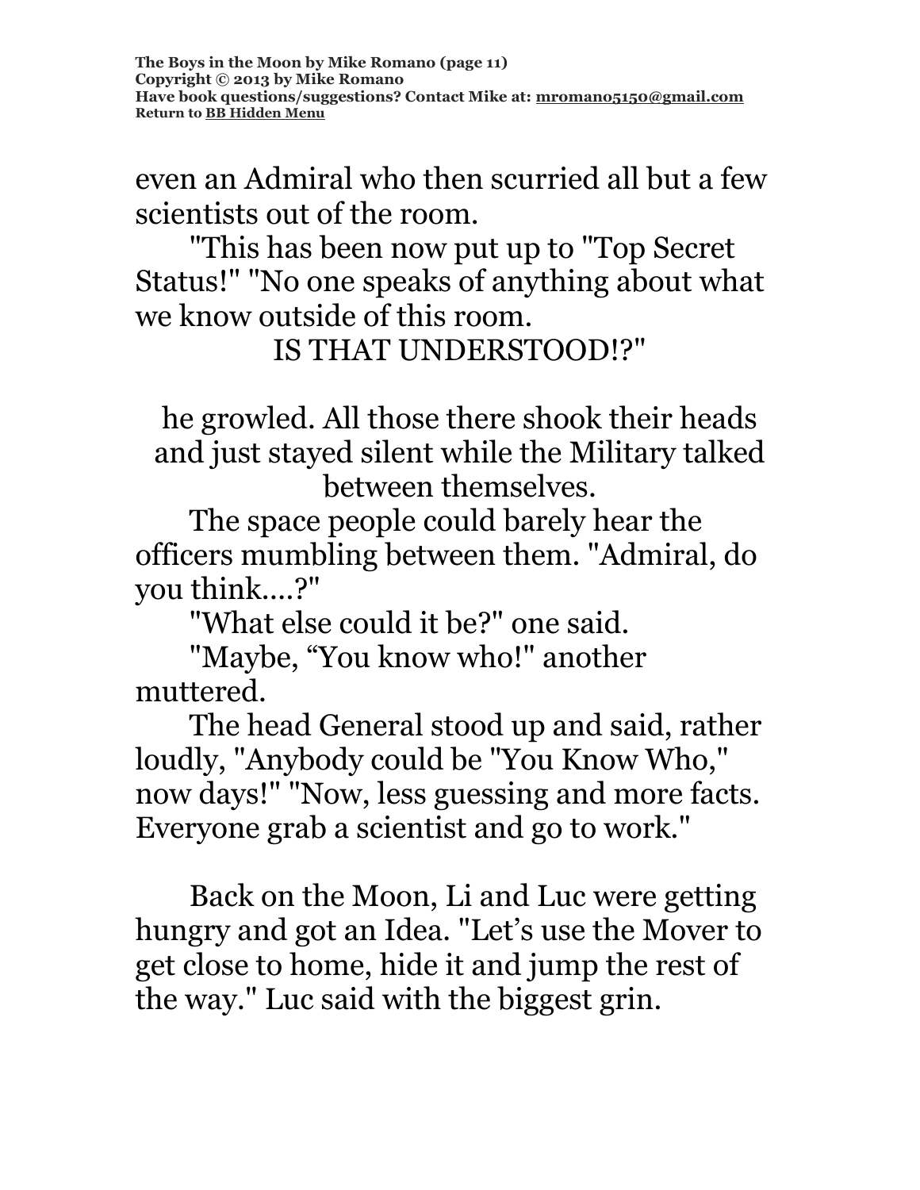even an Admiral who then scurried all but a few scientists out of the room.

"This has been now put up to "Top Secret Status!" "No one speaks of anything about what we know outside of this room.

IS THAT UNDERSTOOD!?"

he growled. All those there shook their heads and just stayed silent while the Military talked between themselves.

The space people could barely hear the officers mumbling between them. "Admiral, do you think....?"

"What else could it be?" one said.

"Maybe, “You know who!" another muttered.

The head General stood up and said, rather loudly, "Anybody could be "You Know Who," now days!" "Now, less guessing and more facts. Everyone grab a scientist and go to work."

Back on the Moon, Li and Luc were getting hungry and got an Idea. "Let’s use the Mover to get close to home, hide it and jump the rest of the way." Luc said with the biggest grin.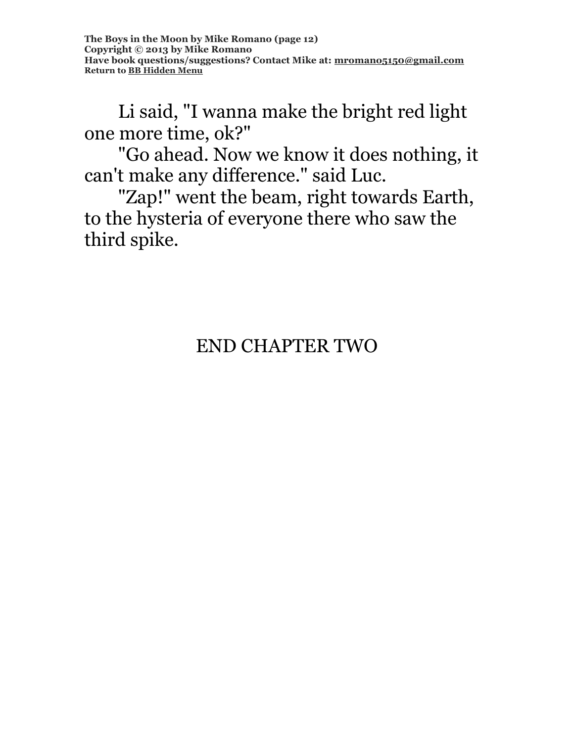Li said, "I wanna make the bright red light one more time, ok?"

"Go ahead. Now we know it does nothing, it can't make any difference." said Luc.

"Zap!" went the beam, right towards Earth, to the hysteria of everyone there who saw the third spike.

END CHAPTER TWO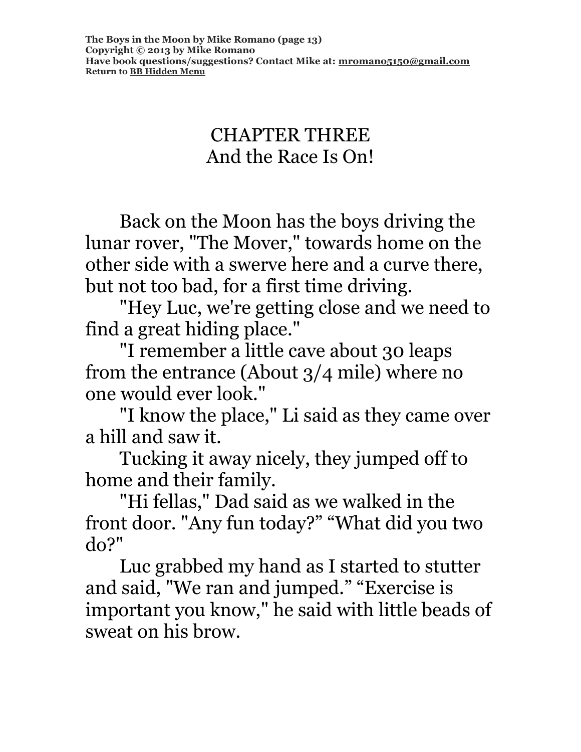# CHAPTER THREE
## And the Race Is On!

Back on the Moon has the boys driving the lunar rover, "The Mover," towards home on the other side with a swerve here and a curve there, but not too bad, for a first time driving.

"Hey Luc, we're getting close and we need to find a great hiding place."

"I remember a little cave about 30 leaps from the entrance (About 3/4 mile) where no one would ever look."

"I know the place," Li said as they came over a hill and saw it.

Tucking it away nicely, they jumped off to home and their family.

"Hi fellas," Dad said as we walked in the front door. "Any fun today?" "What did you two do?"

Luc grabbed my hand as I started to stutter and said, "We ran and jumped." "Exercise is important you know," he said with little beads of sweat on his brow.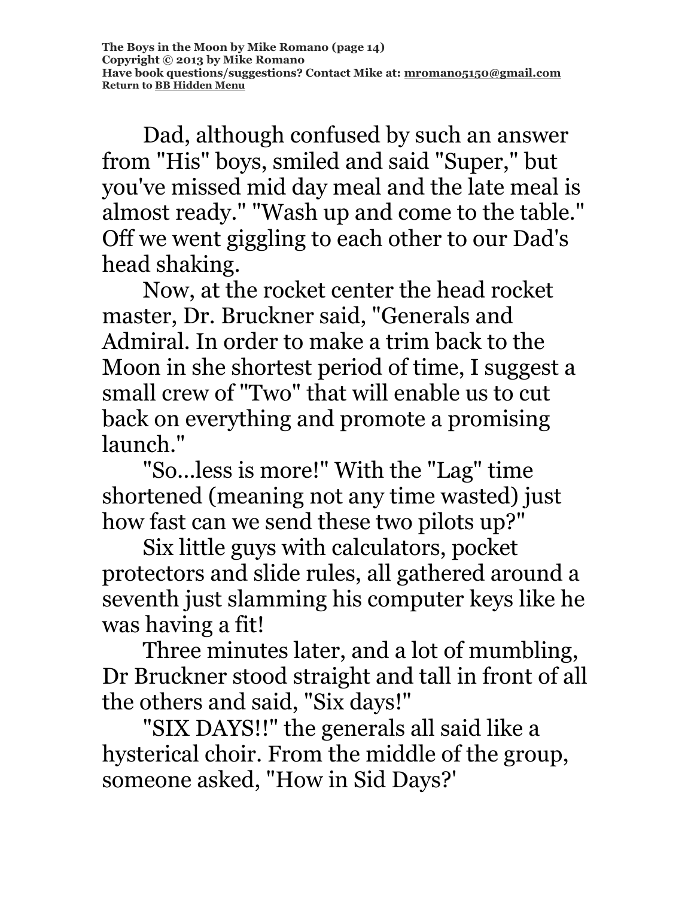Dad, although confused by such an answer from "His" boys, smiled and said "Super," but you've missed mid day meal and the late meal is almost ready." "Wash up and come to the table." Off we went giggling to each other to our Dad's head shaking.

Now, at the rocket center the head rocket master, Dr. Bruckner said, "Generals and Admiral. In order to make a trim back to the Moon in she shortest period of time, I suggest a small crew of "Two" that will enable us to cut back on everything and promote a promising launch."

"So...less is more!" With the "Lag" time shortened (meaning not any time wasted) just how fast can we send these two pilots up?"

Six little guys with calculators, pocket protectors and slide rules, all gathered around a seventh just slamming his computer keys like he was having a fit!

Three minutes later, and a lot of mumbling, Dr Bruckner stood straight and tall in front of all the others and said, "Six days!"

"SIX DAYS!!" the generals all said like a hysterical choir. From the middle of the group, someone asked, "How in Sid Days?'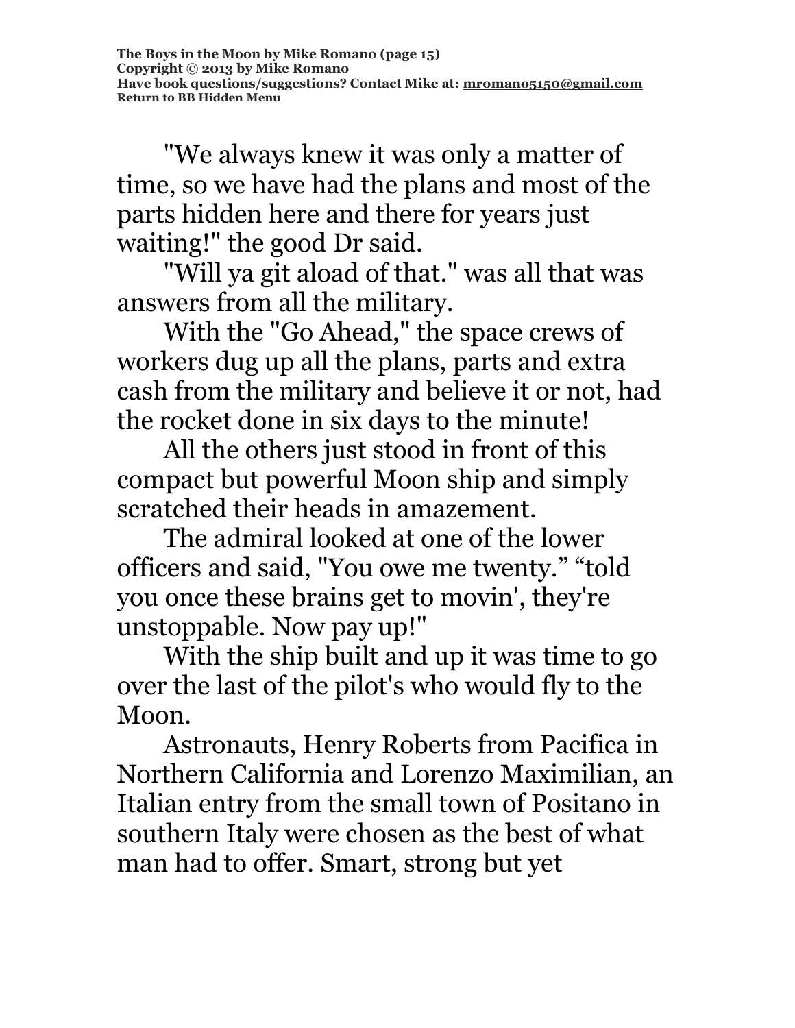"We always knew it was only a matter of time, so we have had the plans and most of the parts hidden here and there for years just waiting!" the good Dr said.

"Will ya git aload of that." was all that was answers from all the military.

With the "Go Ahead," the space crews of workers dug up all the plans, parts and extra cash from the military and believe it or not, had the rocket done in six days to the minute!

All the others just stood in front of this compact but powerful Moon ship and simply scratched their heads in amazement.

The admiral looked at one of the lower officers and said, "You owe me twenty." "told you once these brains get to movin', they're unstoppable. Now pay up!"

With the ship built and up it was time to go over the last of the pilot's who would fly to the Moon.

Astronauts, Henry Roberts from Pacifica in Northern California and Lorenzo Maximilian, an Italian entry from the small town of Positano in southern Italy were chosen as the best of what man had to offer. Smart, strong but yet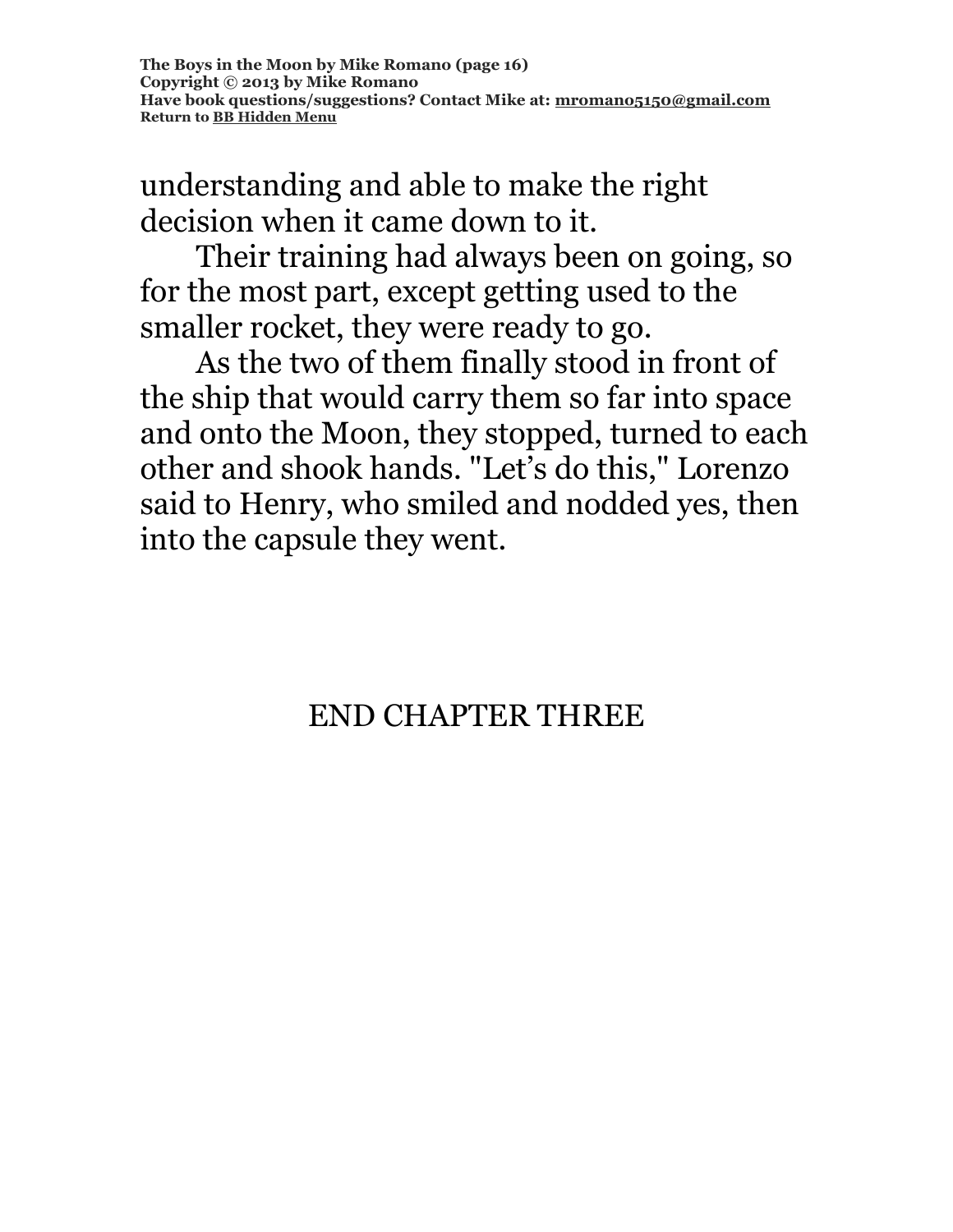understanding and able to make the right decision when it came down to it.

Their training had always been on going, so for the most part, except getting used to the smaller rocket, they were ready to go.

As the two of them finally stood in front of the ship that would carry them so far into space and onto the Moon, they stopped, turned to each other and shook hands. "Let’s do this," Lorenzo said to Henry, who smiled and nodded yes, then into the capsule they went.

END CHAPTER THREE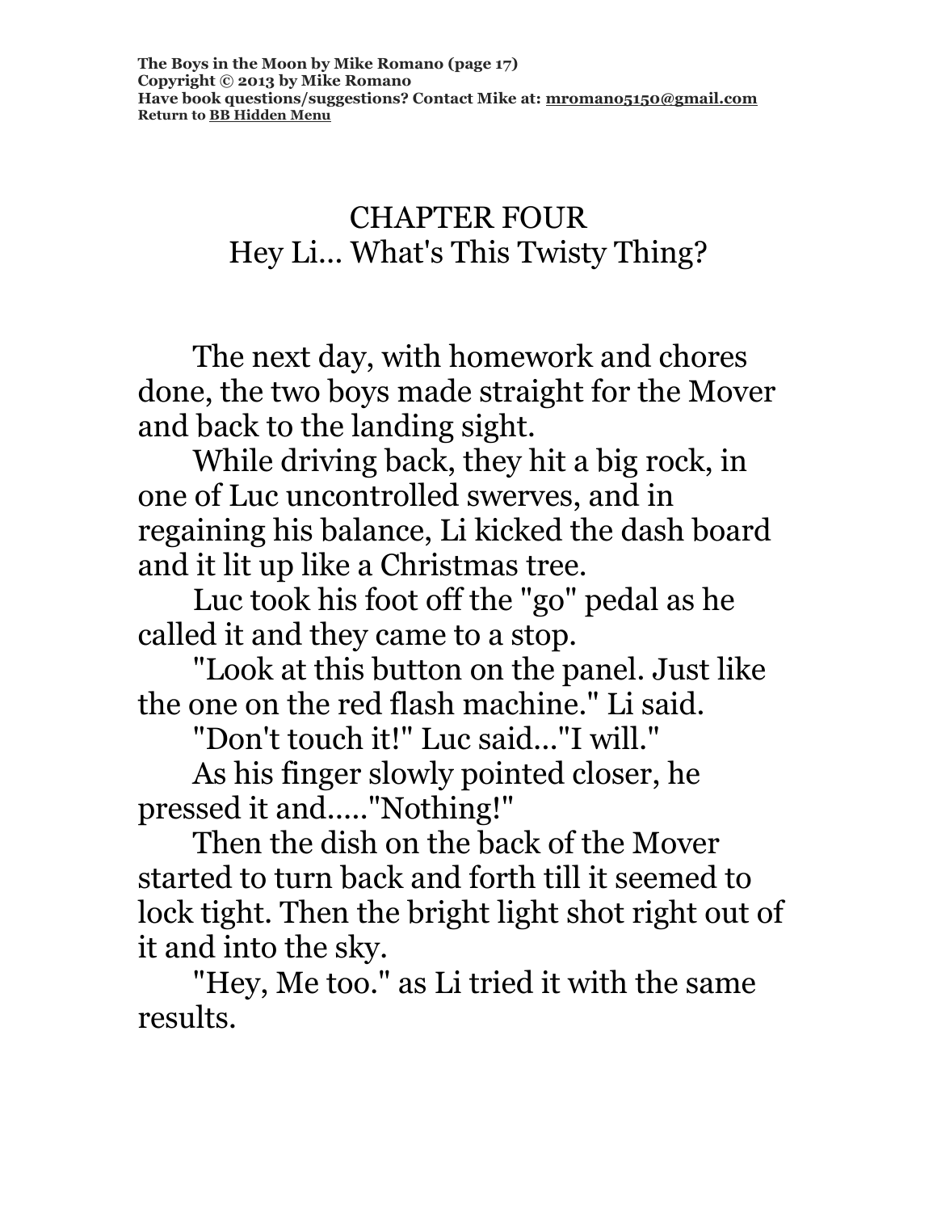# CHAPTER FOUR
## Hey Li... What's This Twisty Thing?

The next day, with homework and chores done, the two boys made straight for the Mover and back to the landing sight.

While driving back, they hit a big rock, in one of Luc uncontrolled swerves, and in regaining his balance, Li kicked the dash board and it lit up like a Christmas tree.

Luc took his foot off the "go" pedal as he called it and they came to a stop.

"Look at this button on the panel. Just like the one on the red flash machine." Li said.

"Don't touch it!" Luc said..."I will."

As his finger slowly pointed closer, he pressed it and....."Nothing!"

Then the dish on the back of the Mover started to turn back and forth till it seemed to lock tight. Then the bright light shot right out of it and into the sky.

"Hey, Me too." as Li tried it with the same results.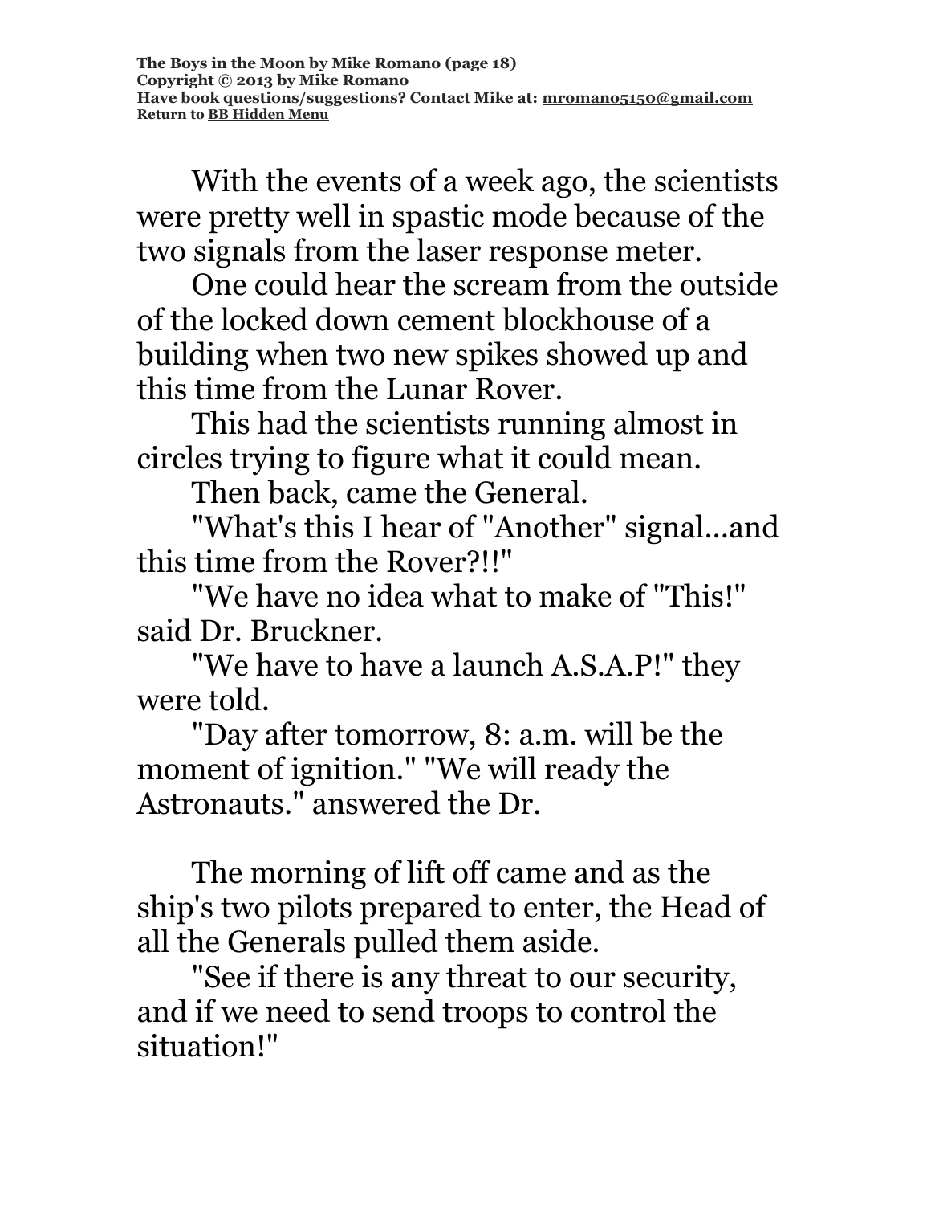With the events of a week ago, the scientists were pretty well in spastic mode because of the two signals from the laser response meter.

One could hear the scream from the outside of the locked down cement blockhouse of a building when two new spikes showed up and this time from the Lunar Rover.

This had the scientists running almost in circles trying to figure what it could mean.

Then back, came the General.

"What's this I hear of "Another" signal...and this time from the Rover?!!"

"We have no idea what to make of "This!" said Dr. Bruckner.

"We have to have a launch A.S.A.P!" they were told.

"Day after tomorrow, 8: a.m. will be the moment of ignition." "We will ready the Astronauts." answered the Dr.

The morning of lift off came and as the ship's two pilots prepared to enter, the Head of all the Generals pulled them aside.

"See if there is any threat to our security, and if we need to send troops to control the situation!"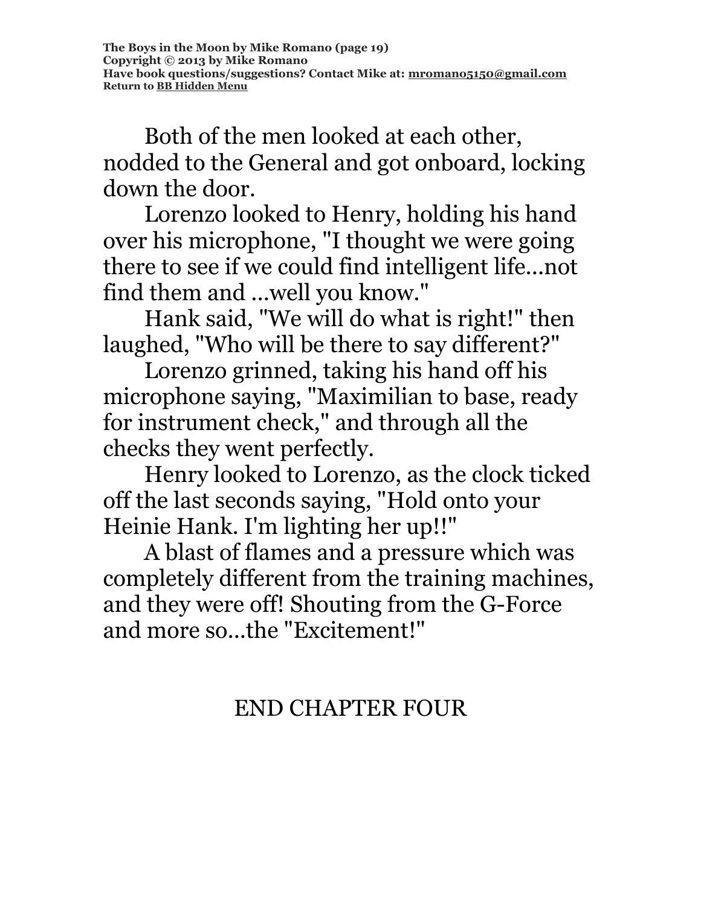Both of the men looked at each other, nodded to the General and got onboard, locking down the door.

Lorenzo looked to Henry, holding his hand over his microphone, "I thought we were going there to see if we could find intelligent life...not find them and ...well you know."

Hank said, "We will do what is right!" then laughed, "Who will be there to say different?"

Lorenzo grinned, taking his hand off his microphone saying, "Maximilian to base, ready for instrument check," and through all the checks they went perfectly.

Henry looked to Lorenzo, as the clock ticked off the last seconds saying, "Hold onto your Heinie Hank. I'm lighting her up!!"

A blast of flames and a pressure which was completely different from the training machines, and they were off! Shouting from the G-Force and more so...the "Excitement!"

END CHAPTER FOUR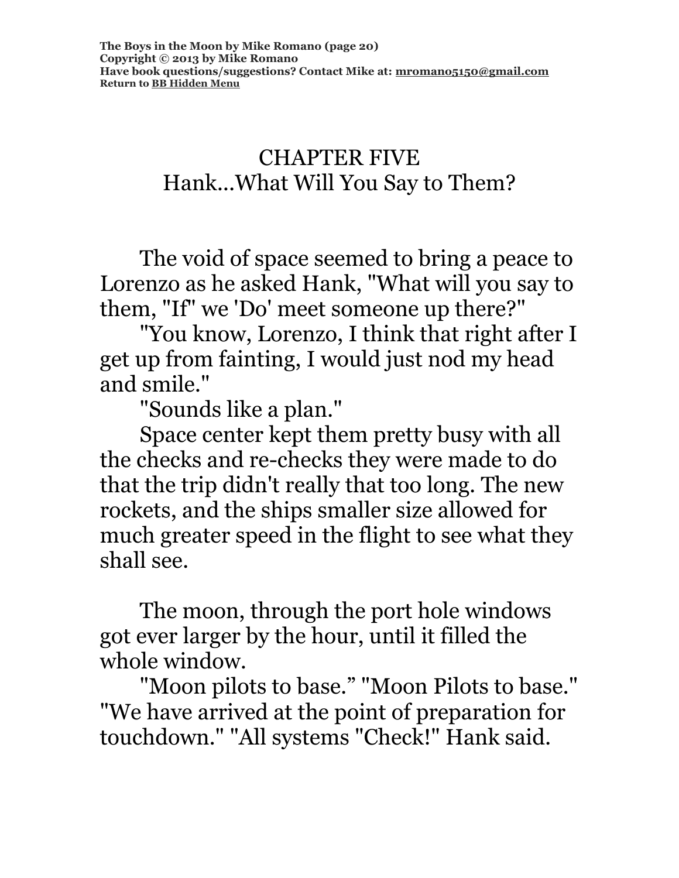# CHAPTER FIVE
## Hank...What Will You Say to Them?

The void of space seemed to bring a peace to Lorenzo as he asked Hank, "What will you say to them, "If" we 'Do' meet someone up there?"

"You know, Lorenzo, I think that right after I get up from fainting, I would just nod my head and smile."

"Sounds like a plan."

Space center kept them pretty busy with all the checks and re-checks they were made to do that the trip didn't really that too long. The new rockets, and the ships smaller size allowed for much greater speed in the flight to see what they shall see.

The moon, through the port hole windows got ever larger by the hour, until it filled the whole window.

"Moon pilots to base." "Moon Pilots to base." "We have arrived at the point of preparation for touchdown." "All systems "Check!" Hank said.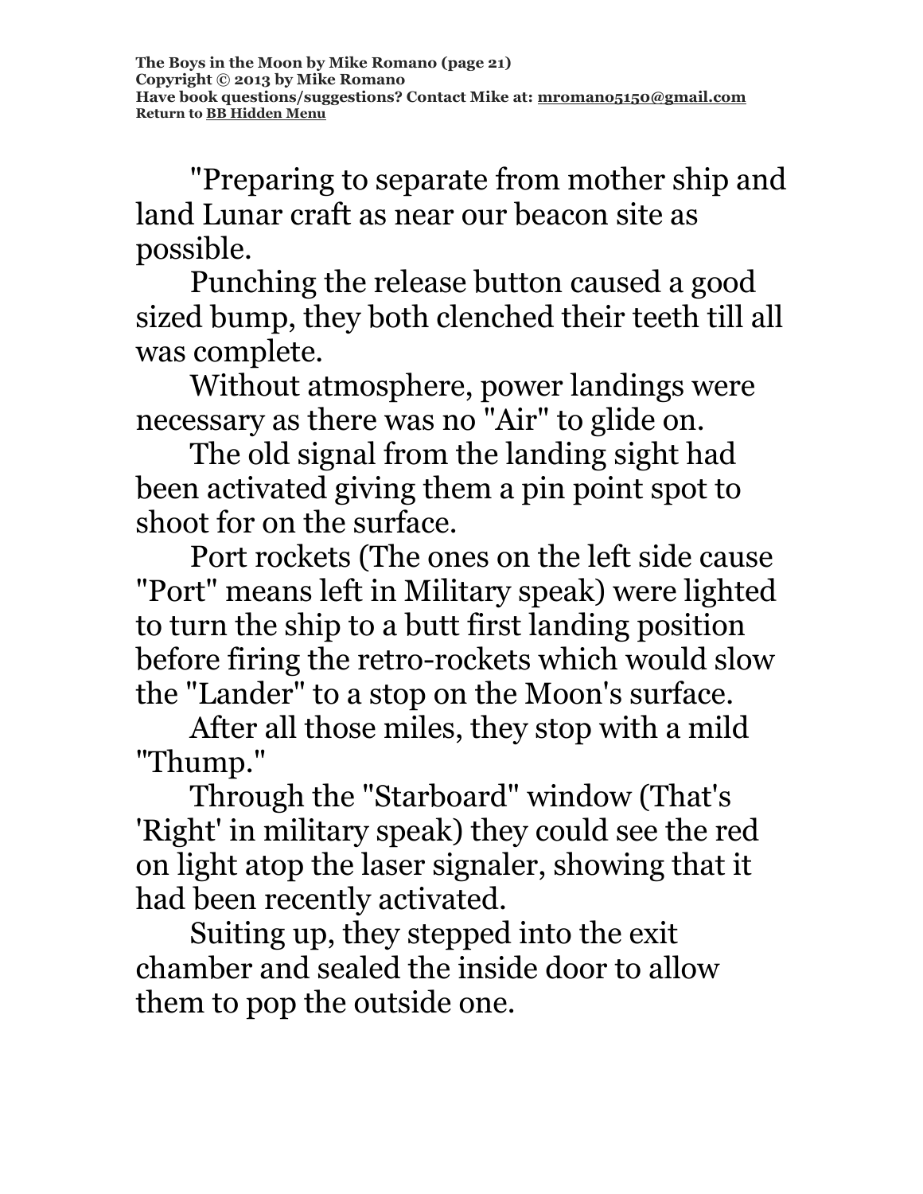"Preparing to separate from mother ship and land Lunar craft as near our beacon site as possible.

Punching the release button caused a good sized bump, they both clenched their teeth till all was complete.

Without atmosphere, power landings were necessary as there was no "Air" to glide on.

The old signal from the landing sight had been activated giving them a pin point spot to shoot for on the surface.

Port rockets (The ones on the left side cause "Port" means left in Military speak) were lighted to turn the ship to a butt first landing position before firing the retro-rockets which would slow the "Lander" to a stop on the Moon's surface.

After all those miles, they stop with a mild "Thump."

Through the "Starboard" window (That's 'Right' in military speak) they could see the red on light atop the laser signaler, showing that it had been recently activated.

Suiting up, they stepped into the exit chamber and sealed the inside door to allow them to pop the outside one.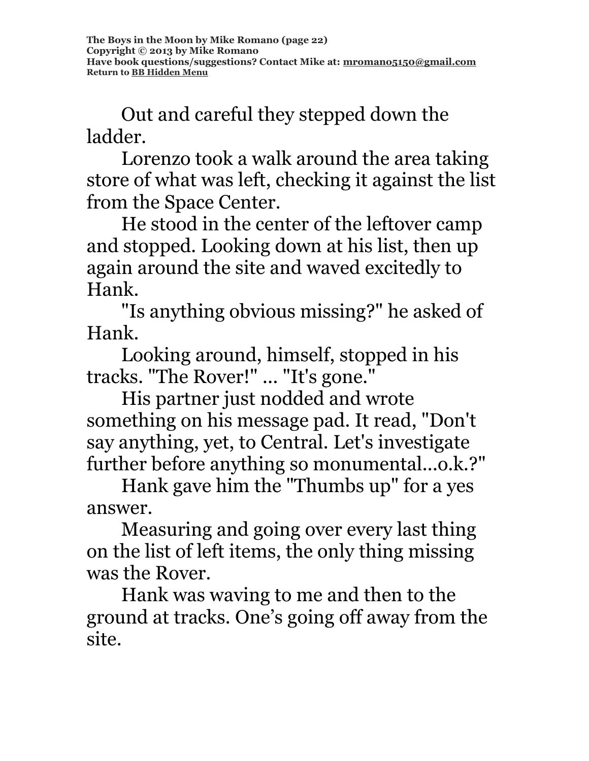Out and careful they stepped down the ladder.

Lorenzo took a walk around the area taking store of what was left, checking it against the list from the Space Center.

He stood in the center of the leftover camp and stopped. Looking down at his list, then up again around the site and waved excitedly to Hank.

"Is anything obvious missing?" he asked of Hank.

Looking around, himself, stopped in his tracks. "The Rover!" ... "It's gone."

His partner just nodded and wrote something on his message pad. It read, "Don't say anything, yet, to Central. Let's investigate further before anything so monumental...o.k.?"

Hank gave him the "Thumbs up" for a yes answer.

Measuring and going over every last thing on the list of left items, the only thing missing was the Rover.

Hank was waving to me and then to the ground at tracks. One's going off away from the site.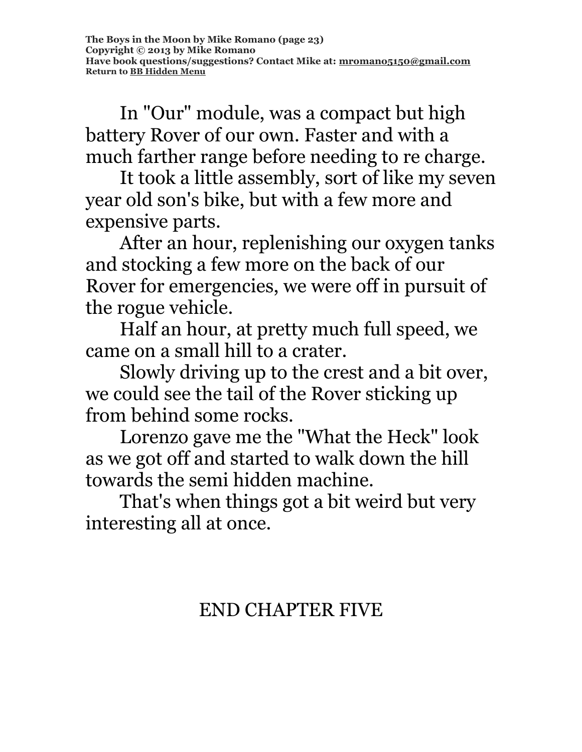In "Our" module, was a compact but high battery Rover of our own. Faster and with a much farther range before needing to re charge.

It took a little assembly, sort of like my seven year old son's bike, but with a few more and expensive parts.

After an hour, replenishing our oxygen tanks and stocking a few more on the back of our Rover for emergencies, we were off in pursuit of the rogue vehicle.

Half an hour, at pretty much full speed, we came on a small hill to a crater.

Slowly driving up to the crest and a bit over, we could see the tail of the Rover sticking up from behind some rocks.

Lorenzo gave me the "What the Heck" look as we got off and started to walk down the hill towards the semi hidden machine.

That's when things got a bit weird but very interesting all at once.

END CHAPTER FIVE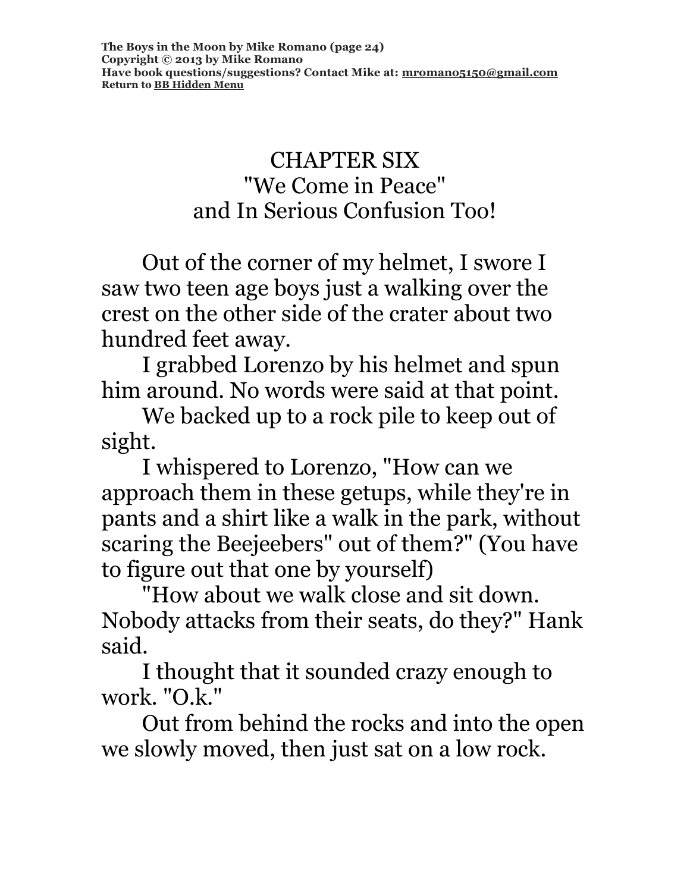# CHAPTER SIX
## "We Come in Peace"
## and In Serious Confusion Too!

Out of the corner of my helmet, I swore I saw two teen age boys just a walking over the crest on the other side of the crater about two hundred feet away.

I grabbed Lorenzo by his helmet and spun him around. No words were said at that point.

We backed up to a rock pile to keep out of sight.

I whispered to Lorenzo, "How can we approach them in these getups, while they're in pants and a shirt like a walk in the park, without scaring the Beejeebers" out of them?" (You have to figure out that one by yourself)

"How about we walk close and sit down. Nobody attacks from their seats, do they?" Hank said.

I thought that it sounded crazy enough to work. "O.k."

Out from behind the rocks and into the open we slowly moved, then just sat on a low rock.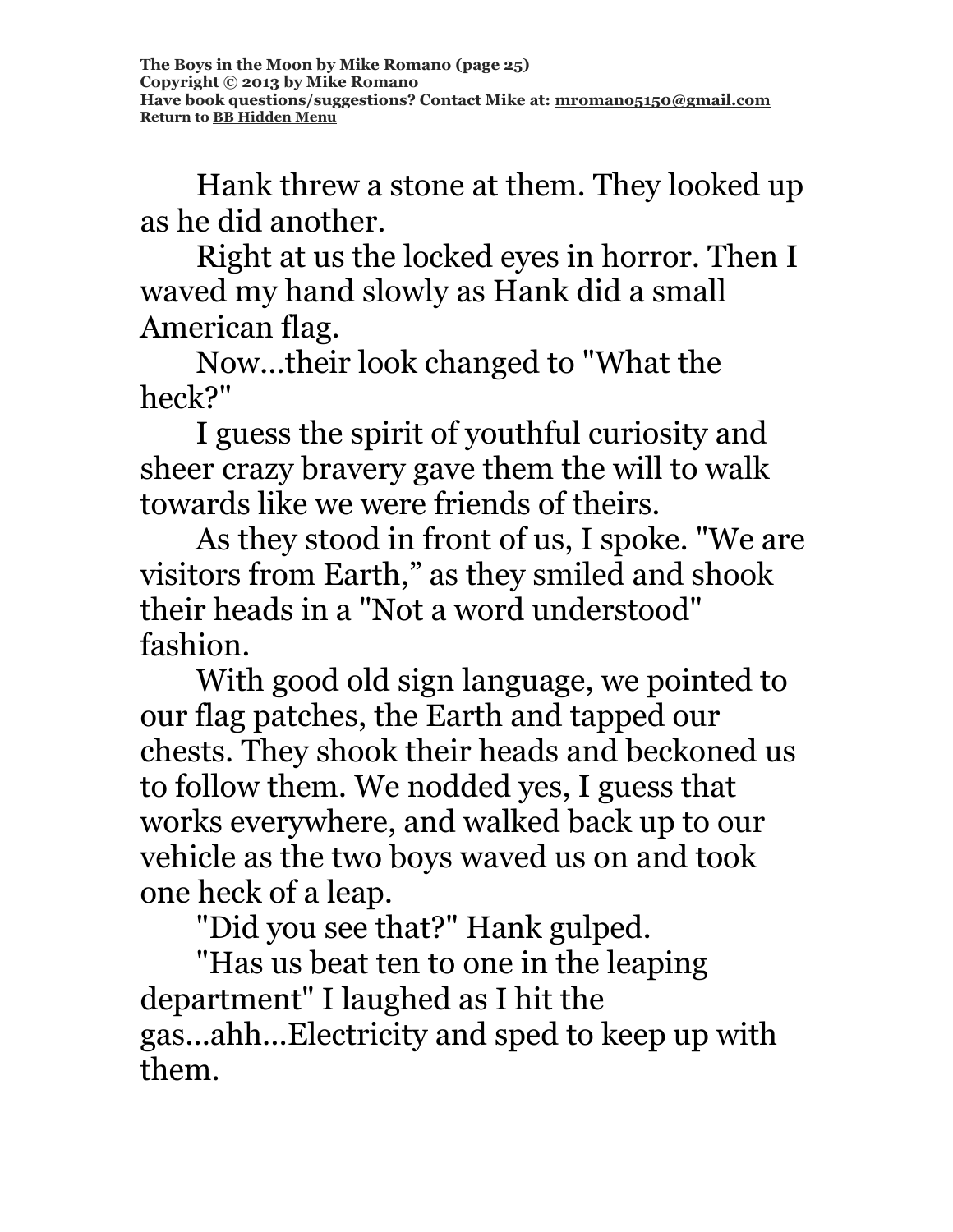Hank threw a stone at them. They looked up as he did another.

Right at us the locked eyes in horror. Then I waved my hand slowly as Hank did a small American flag.

Now...their look changed to "What the heck?"

I guess the spirit of youthful curiosity and sheer crazy bravery gave them the will to walk towards like we were friends of theirs.

As they stood in front of us, I spoke. "We are visitors from Earth," as they smiled and shook their heads in a "Not a word understood" fashion.

With good old sign language, we pointed to our flag patches, the Earth and tapped our chests. They shook their heads and beckoned us to follow them. We nodded yes, I guess that works everywhere, and walked back up to our vehicle as the two boys waved us on and took one heck of a leap.

"Did you see that?" Hank gulped.

"Has us beat ten to one in the leaping department" I laughed as I hit the gas...ahh...Electricity and sped to keep up with them.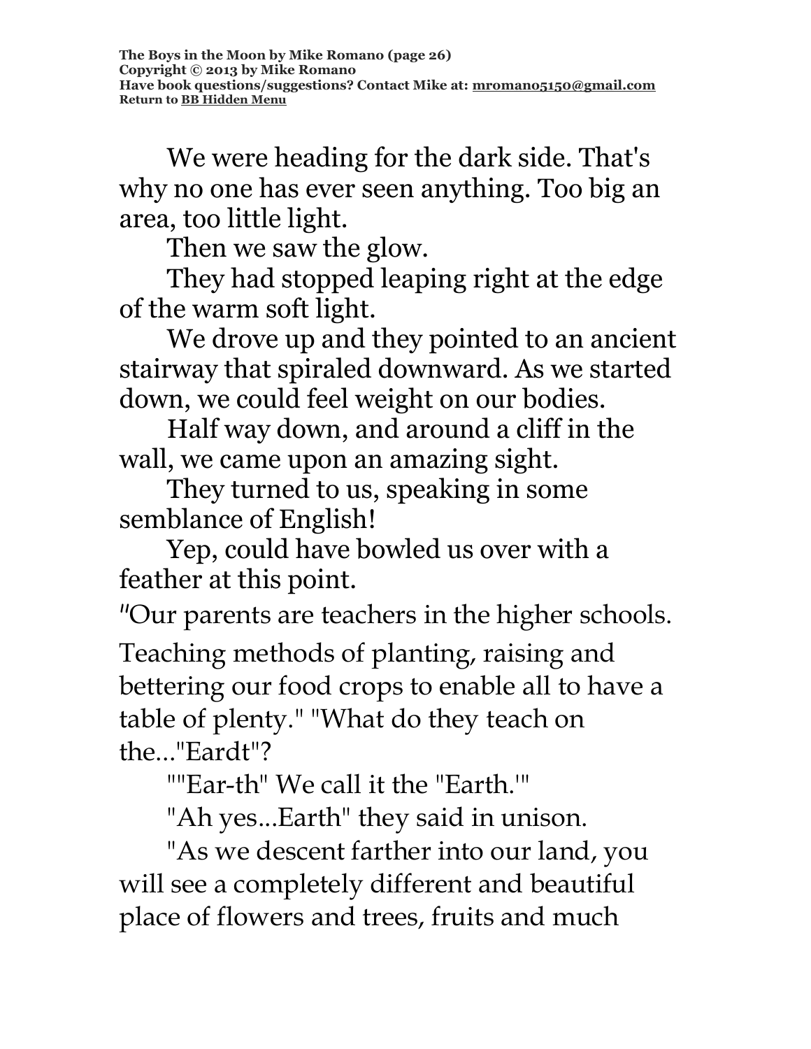We were heading for the dark side. That's why no one has ever seen anything. Too big an area, too little light.

Then we saw the glow.

They had stopped leaping right at the edge of the warm soft light.

We drove up and they pointed to an ancient stairway that spiraled downward. As we started down, we could feel weight on our bodies.

Half way down, and around a cliff in the wall, we came upon an amazing sight.

They turned to us, speaking in some semblance of English!

Yep, could have bowled us over with a feather at this point.

"Our parents are teachers in the higher schools. Teaching methods of planting, raising and bettering our food crops to enable all to have a table of plenty." "What do they teach on the..."Eardt"?

""Ear-th" We call it the "Earth.'"

"Ah yes...Earth" they said in unison.

"As we descent farther into our land, you will see a completely different and beautiful place of flowers and trees, fruits and much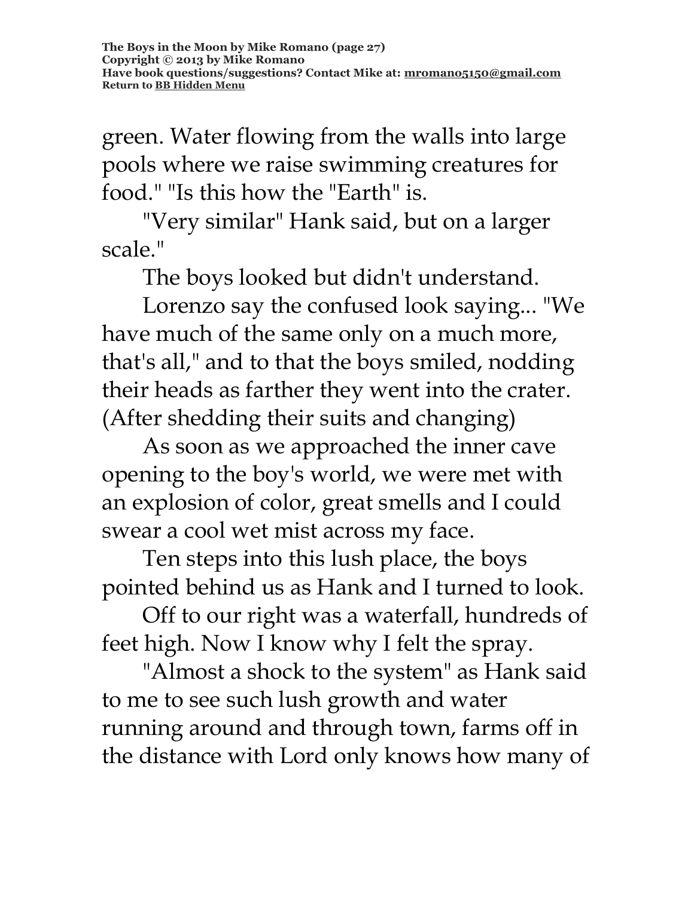green. Water flowing from the walls into large pools where we raise swimming creatures for food." "Is this how the "Earth" is.

"Very similar" Hank said, but on a larger scale."

The boys looked but didn't understand.

Lorenzo say the confused look saying... "We have much of the same only on a much more, that's all," and to that the boys smiled, nodding their heads as farther they went into the crater. (After shedding their suits and changing)

As soon as we approached the inner cave opening to the boy's world, we were met with an explosion of color, great smells and I could swear a cool wet mist across my face.

Ten steps into this lush place, the boys pointed behind us as Hank and I turned to look.

Off to our right was a waterfall, hundreds of feet high. Now I know why I felt the spray.

"Almost a shock to the system" as Hank said to me to see such lush growth and water running around and through town, farms off in the distance with Lord only knows how many of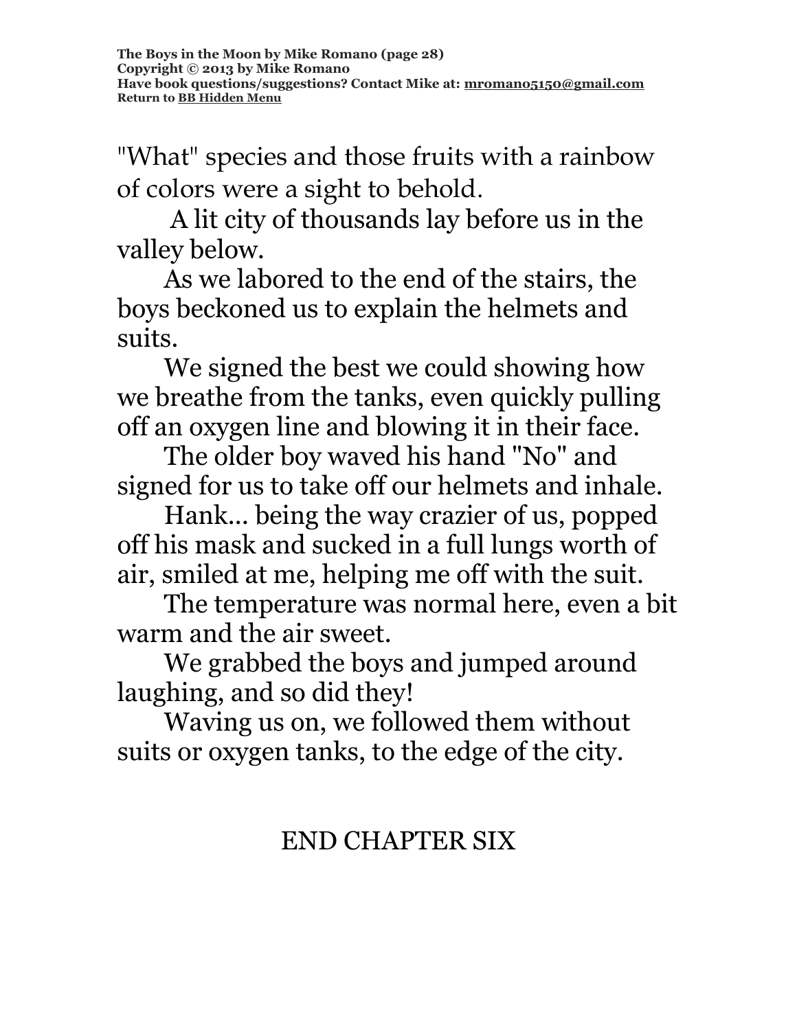"What" species and those fruits with a rainbow of colors were a sight to behold.

A lit city of thousands lay before us in the valley below.

As we labored to the end of the stairs, the boys beckoned us to explain the helmets and suits.

We signed the best we could showing how we breathe from the tanks, even quickly pulling off an oxygen line and blowing it in their face.

The older boy waved his hand "No" and signed for us to take off our helmets and inhale.

Hank... being the way crazier of us, popped off his mask and sucked in a full lungs worth of air, smiled at me, helping me off with the suit.

The temperature was normal here, even a bit warm and the air sweet.

We grabbed the boys and jumped around laughing, and so did they!

Waving us on, we followed them without suits or oxygen tanks, to the edge of the city.

END CHAPTER SIX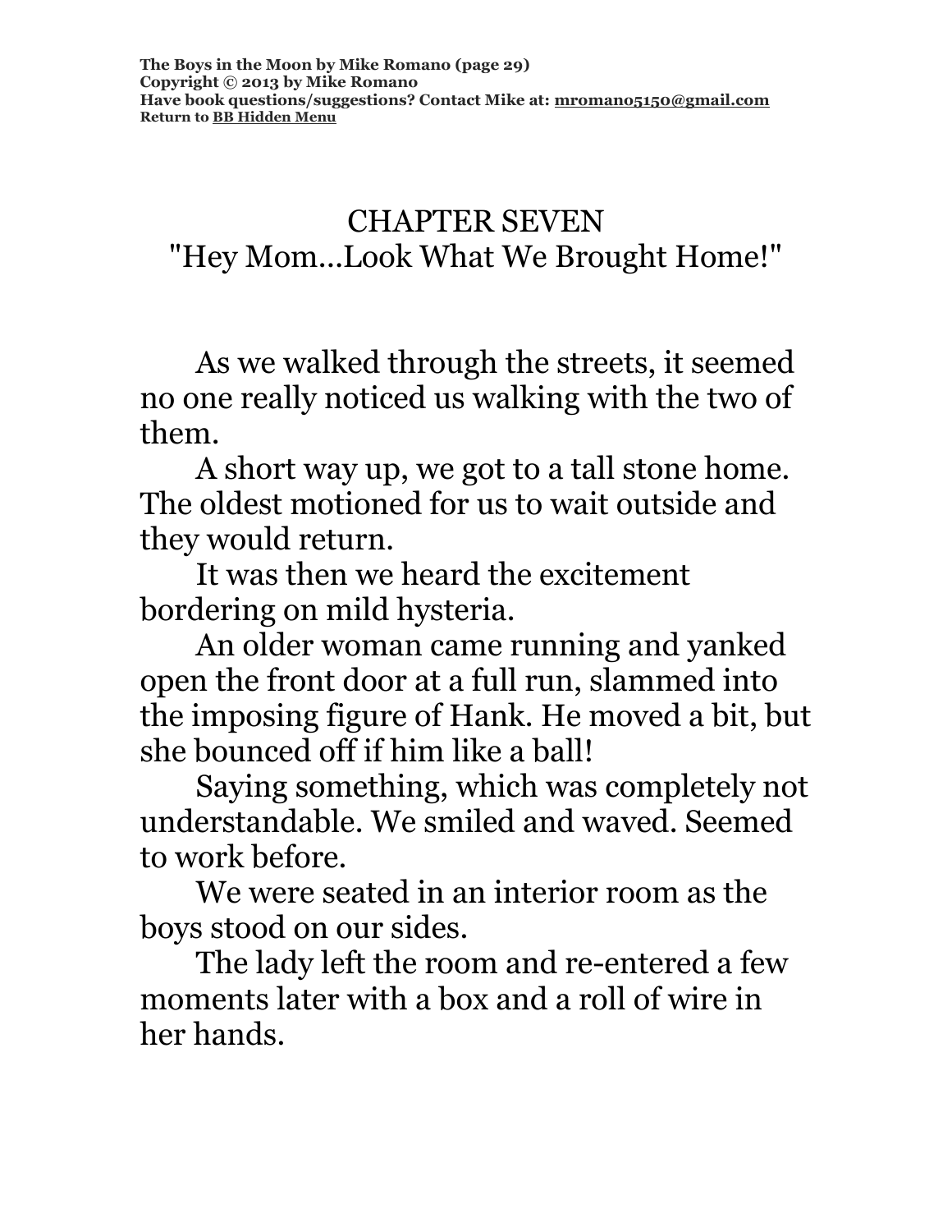# CHAPTER SEVEN
## "Hey Mom...Look What We Brought Home!"

As we walked through the streets, it seemed no one really noticed us walking with the two of them.

A short way up, we got to a tall stone home. The oldest motioned for us to wait outside and they would return.

It was then we heard the excitement bordering on mild hysteria.

An older woman came running and yanked open the front door at a full run, slammed into the imposing figure of Hank. He moved a bit, but she bounced off if him like a ball!

Saying something, which was completely not understandable. We smiled and waved. Seemed to work before.

We were seated in an interior room as the boys stood on our sides.

The lady left the room and re-entered a few moments later with a box and a roll of wire in her hands.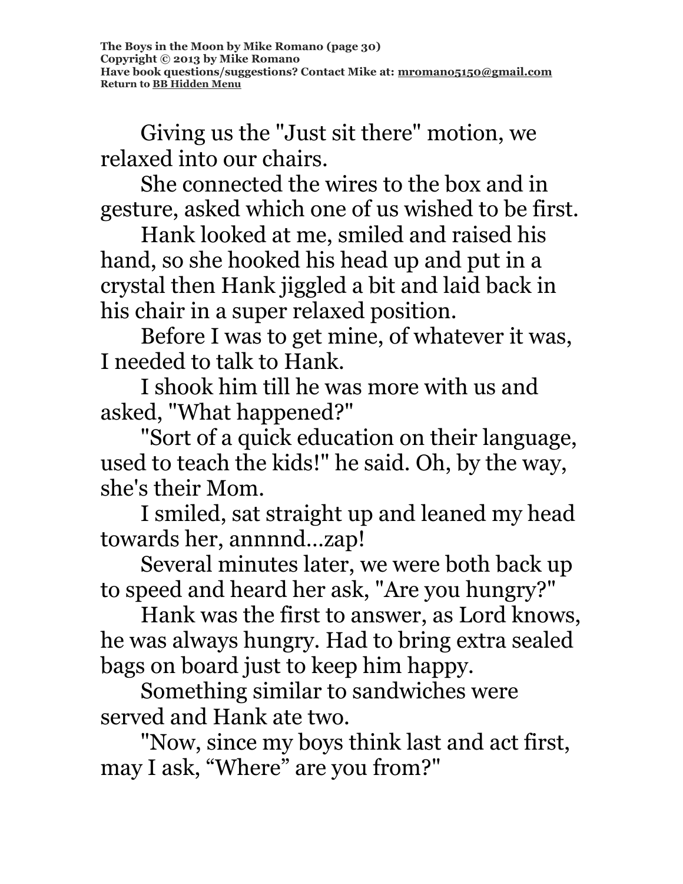Giving us the "Just sit there" motion, we relaxed into our chairs.

She connected the wires to the box and in gesture, asked which one of us wished to be first.

Hank looked at me, smiled and raised his hand, so she hooked his head up and put in a crystal then Hank jiggled a bit and laid back in his chair in a super relaxed position.

Before I was to get mine, of whatever it was, I needed to talk to Hank.

I shook him till he was more with us and asked, "What happened?"

"Sort of a quick education on their language, used to teach the kids!" he said. Oh, by the way, she's their Mom.

I smiled, sat straight up and leaned my head towards her, annnnd…zap!

Several minutes later, we were both back up to speed and heard her ask, "Are you hungry?"

Hank was the first to answer, as Lord knows, he was always hungry. Had to bring extra sealed bags on board just to keep him happy.

Something similar to sandwiches were served and Hank ate two.

"Now, since my boys think last and act first, may I ask, “Where” are you from?"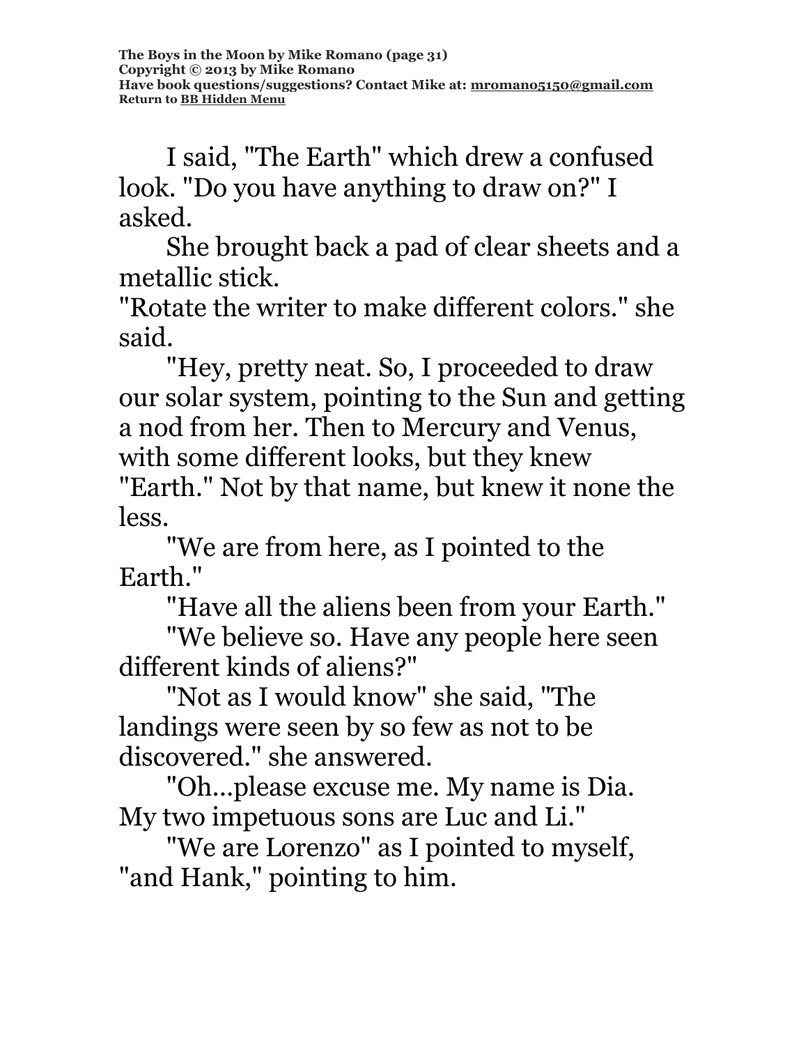I said, "The Earth" which drew a confused look. "Do you have anything to draw on?" I asked.

She brought back a pad of clear sheets and a metallic stick.

"Rotate the writer to make different colors." she said.

"Hey, pretty neat. So, I proceeded to draw our solar system, pointing to the Sun and getting a nod from her. Then to Mercury and Venus, with some different looks, but they knew "Earth." Not by that name, but knew it none the less.

"We are from here, as I pointed to the Earth."

"Have all the aliens been from your Earth."

"We believe so. Have any people here seen different kinds of aliens?"

"Not as I would know" she said, "The landings were seen by so few as not to be discovered." she answered.

"Oh...please excuse me. My name is Dia. My two impetuous sons are Luc and Li."

"We are Lorenzo" as I pointed to myself, "and Hank," pointing to him.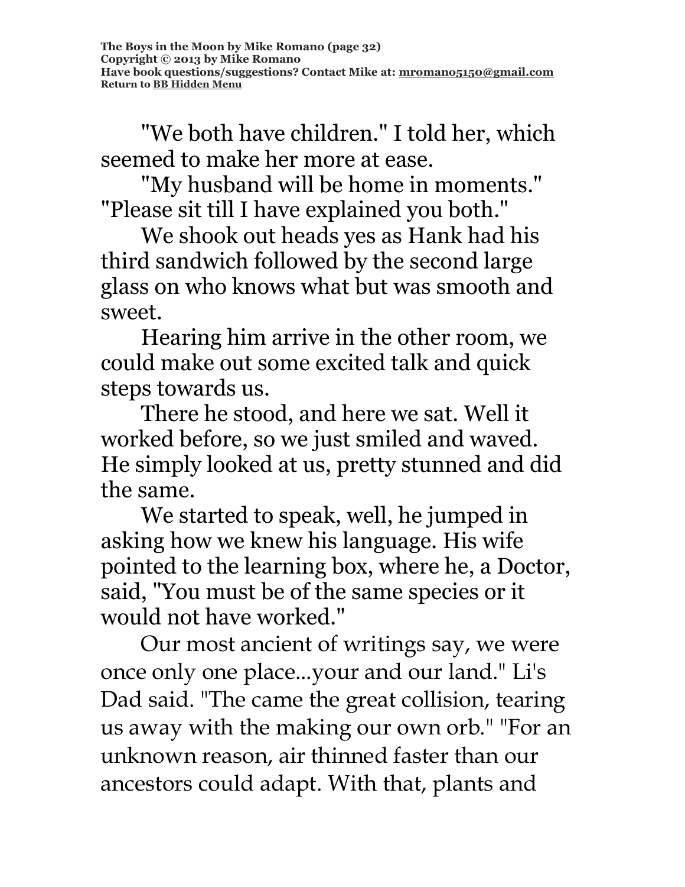"We both have children." I told her, which seemed to make her more at ease.

"My husband will be home in moments." "Please sit till I have explained you both."

We shook out heads yes as Hank had his third sandwich followed by the second large glass on who knows what but was smooth and sweet.

Hearing him arrive in the other room, we could make out some excited talk and quick steps towards us.

There he stood, and here we sat. Well it worked before, so we just smiled and waved. He simply looked at us, pretty stunned and did the same.

We started to speak, well, he jumped in asking how we knew his language. His wife pointed to the learning box, where he, a Doctor, said, "You must be of the same species or it would not have worked."

Our most ancient of writings say, we were once only one place...your and our land." Li's Dad said. "The came the great collision, tearing us away with the making our own orb." "For an unknown reason, air thinned faster than our ancestors could adapt. With that, plants and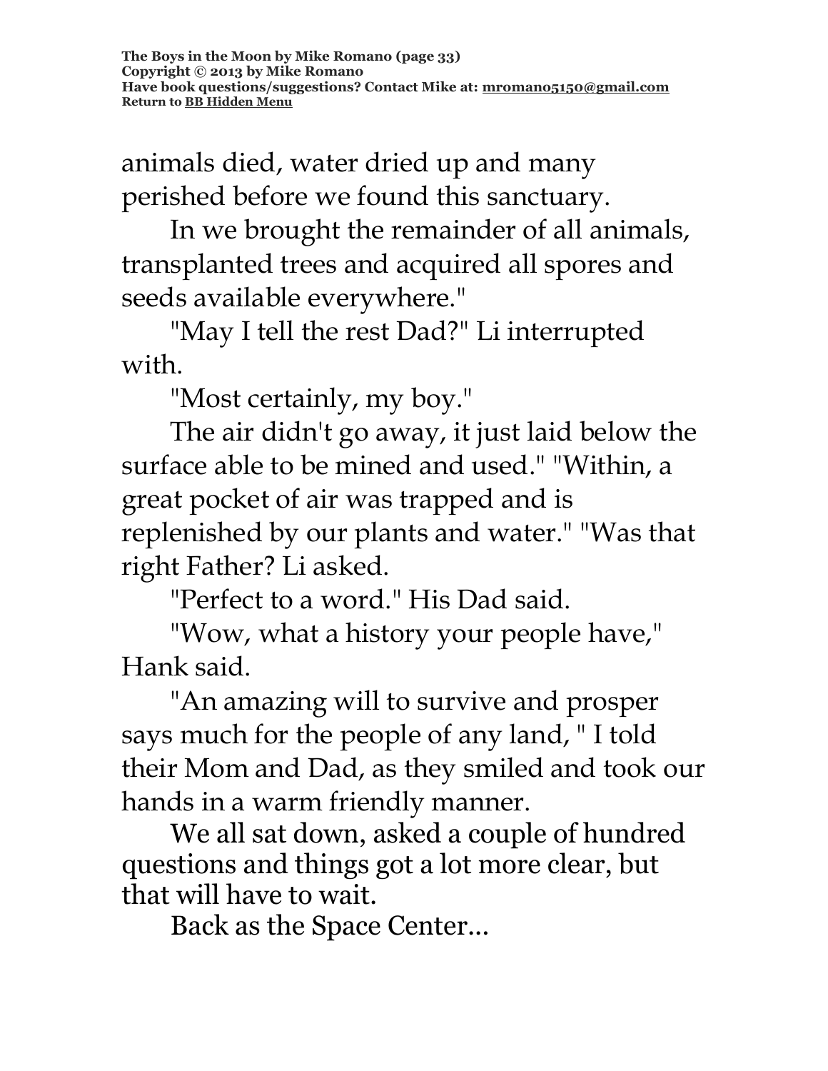animals died, water dried up and many perished before we found this sanctuary.

In we brought the remainder of all animals, transplanted trees and acquired all spores and seeds available everywhere."

"May I tell the rest Dad?" Li interrupted with.

"Most certainly, my boy."

The air didn't go away, it just laid below the surface able to be mined and used." "Within, a great pocket of air was trapped and is replenished by our plants and water." "Was that right Father? Li asked.

"Perfect to a word." His Dad said.

"Wow, what a history your people have," Hank said.

"An amazing will to survive and prosper says much for the people of any land, " I told their Mom and Dad, as they smiled and took our hands in a warm friendly manner.

We all sat down, asked a couple of hundred questions and things got a lot more clear, but that will have to wait.

Back as the Space Center...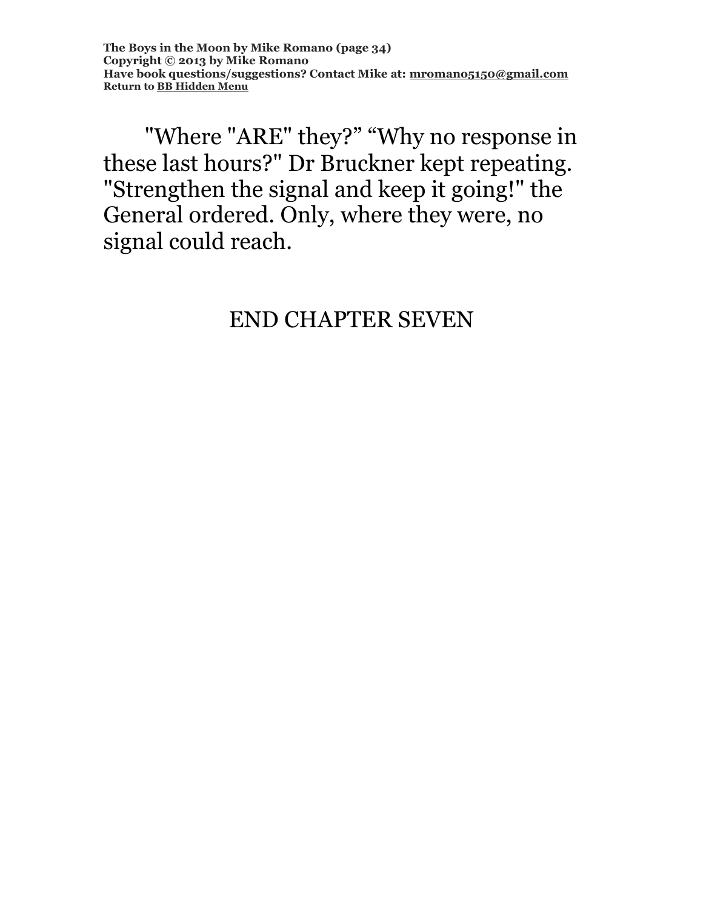"Where "ARE" they?" "Why no response in these last hours?" Dr Bruckner kept repeating. "Strengthen the signal and keep it going!" the General ordered. Only, where they were, no signal could reach.

END CHAPTER SEVEN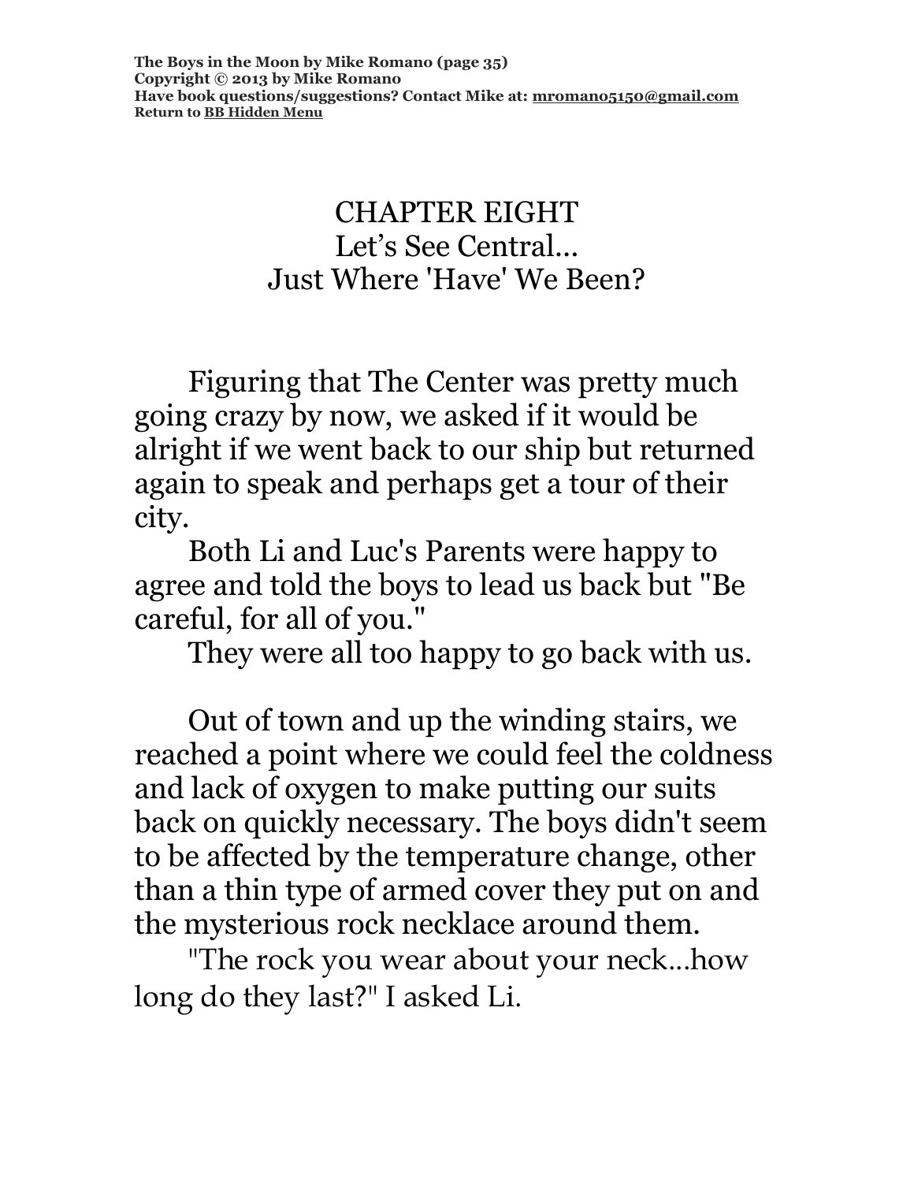# CHAPTER EIGHT
## Let's See Central…
## Just Where 'Have' We Been?

Figuring that The Center was pretty much going crazy by now, we asked if it would be alright if we went back to our ship but returned again to speak and perhaps get a tour of their city.

Both Li and Luc's Parents were happy to agree and told the boys to lead us back but "Be careful, for all of you."

They were all too happy to go back with us.

Out of town and up the winding stairs, we reached a point where we could feel the coldness and lack of oxygen to make putting our suits back on quickly necessary. The boys didn't seem to be affected by the temperature change, other than a thin type of armed cover they put on and the mysterious rock necklace around them.

"The rock you wear about your neck…how long do they last?" I asked Li.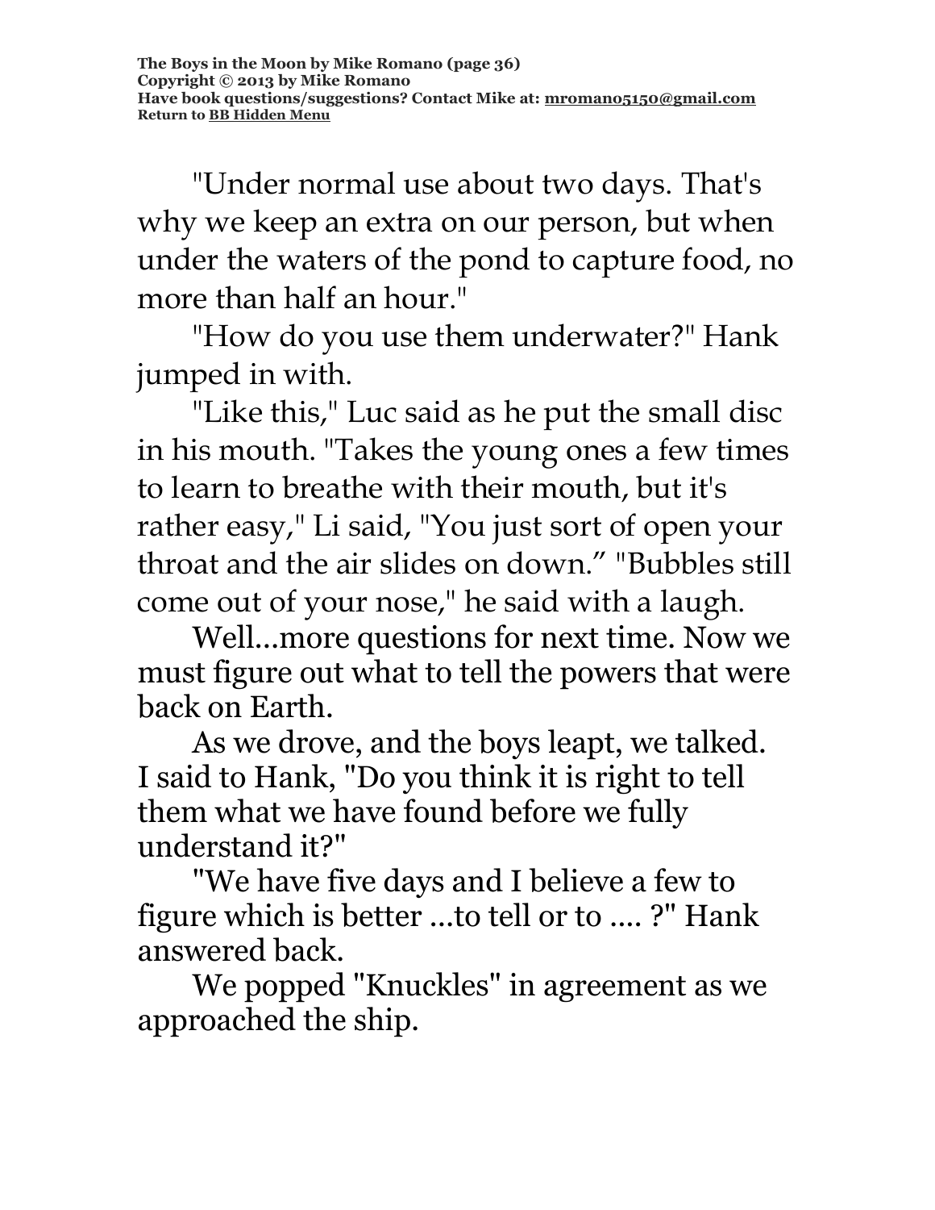"Under normal use about two days. That's why we keep an extra on our person, but when under the waters of the pond to capture food, no more than half an hour."

"How do you use them underwater?" Hank jumped in with.

"Like this," Luc said as he put the small disc in his mouth. "Takes the young ones a few times to learn to breathe with their mouth, but it's rather easy," Li said, "You just sort of open your throat and the air slides on down." "Bubbles still come out of your nose," he said with a laugh.

Well...more questions for next time. Now we must figure out what to tell the powers that were back on Earth.

As we drove, and the boys leapt, we talked. I said to Hank, "Do you think it is right to tell them what we have found before we fully understand it?"

"We have five days and I believe a few to figure which is better ...to tell or to .... ?" Hank answered back.

We popped "Knuckles" in agreement as we approached the ship.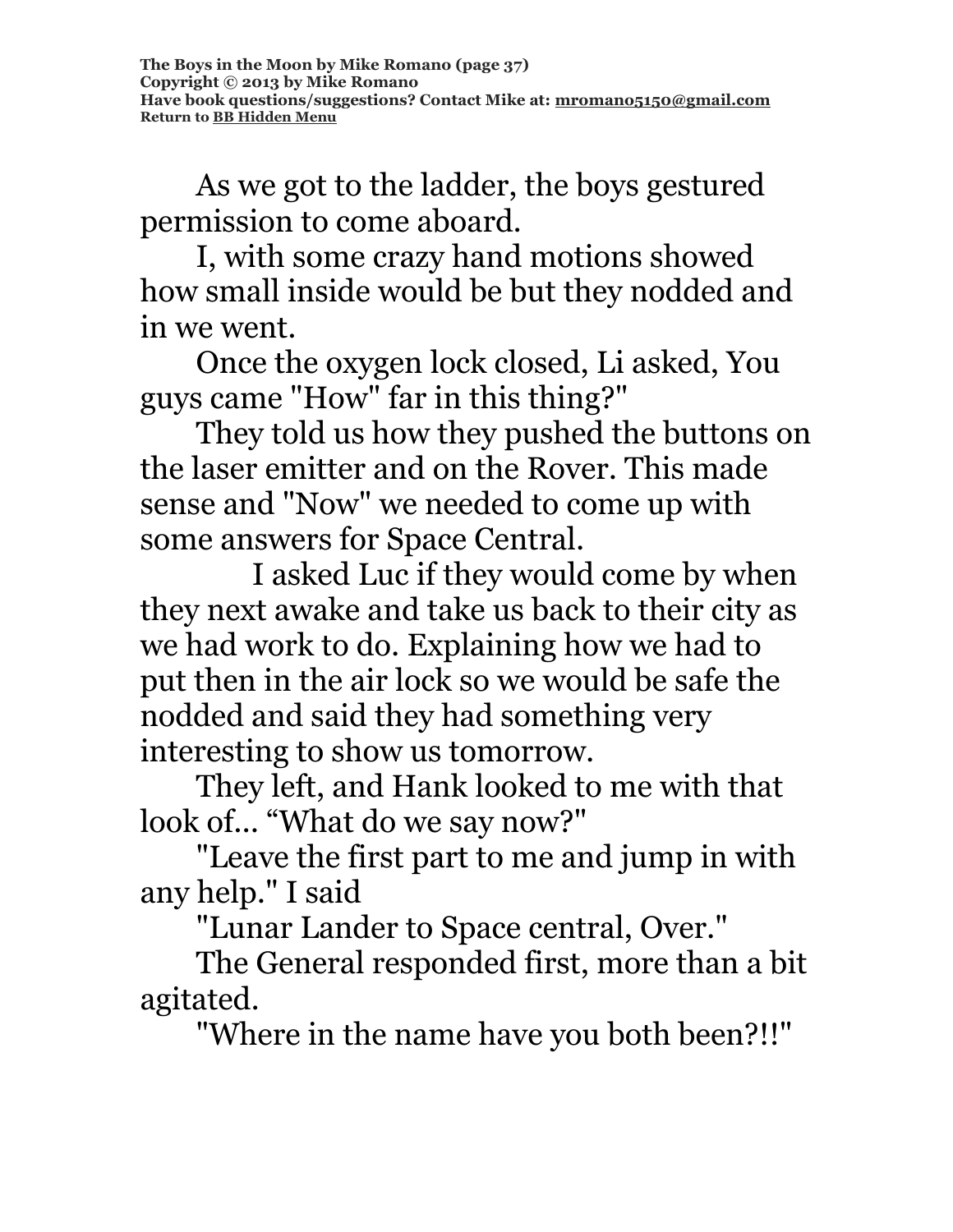As we got to the ladder, the boys gestured permission to come aboard.

I, with some crazy hand motions showed how small inside would be but they nodded and in we went.

Once the oxygen lock closed, Li asked, You guys came "How" far in this thing?"

They told us how they pushed the buttons on the laser emitter and on the Rover. This made sense and "Now" we needed to come up with some answers for Space Central.

I asked Luc if they would come by when they next awake and take us back to their city as we had work to do. Explaining how we had to put then in the air lock so we would be safe the nodded and said they had something very interesting to show us tomorrow.

They left, and Hank looked to me with that look of... “What do we say now?"

"Leave the first part to me and jump in with any help." I said

"Lunar Lander to Space central, Over."

The General responded first, more than a bit agitated.

"Where in the name have you both been?!!"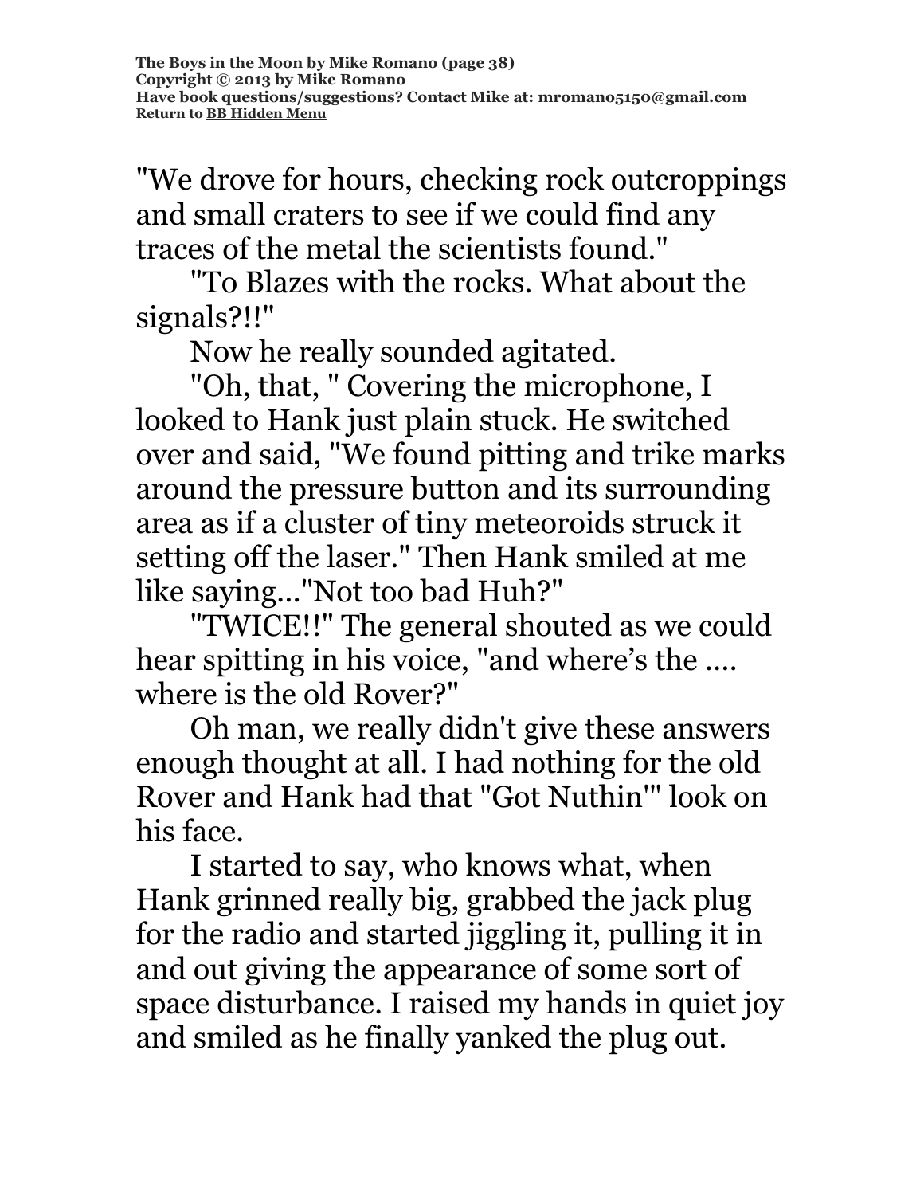"We drove for hours, checking rock outcroppings and small craters to see if we could find any traces of the metal the scientists found."

"To Blazes with the rocks. What about the signals?!!"

Now he really sounded agitated.

"Oh, that, " Covering the microphone, I looked to Hank just plain stuck. He switched over and said, "We found pitting and trike marks around the pressure button and its surrounding area as if a cluster of tiny meteoroids struck it setting off the laser." Then Hank smiled at me like saying..."Not too bad Huh?"

"TWICE!!" The general shouted as we could hear spitting in his voice, "and where's the .... where is the old Rover?"

Oh man, we really didn't give these answers enough thought at all. I had nothing for the old Rover and Hank had that "Got Nuthin'" look on his face.

I started to say, who knows what, when Hank grinned really big, grabbed the jack plug for the radio and started jiggling it, pulling it in and out giving the appearance of some sort of space disturbance. I raised my hands in quiet joy and smiled as he finally yanked the plug out.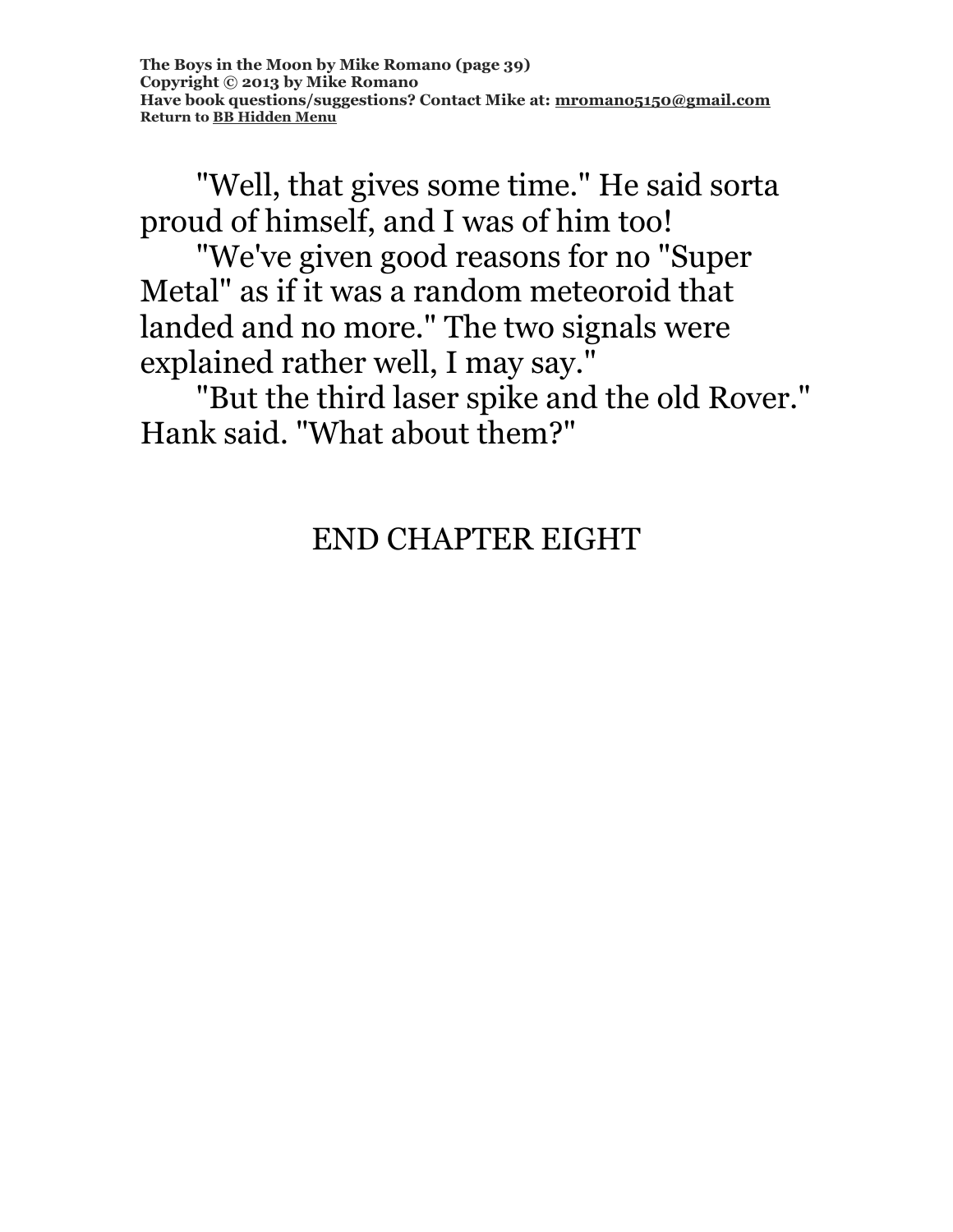"Well, that gives some time." He said sorta proud of himself, and I was of him too!

"We've given good reasons for no "Super Metal" as if it was a random meteoroid that landed and no more." The two signals were explained rather well, I may say."

"But the third laser spike and the old Rover." Hank said. "What about them?"

END CHAPTER EIGHT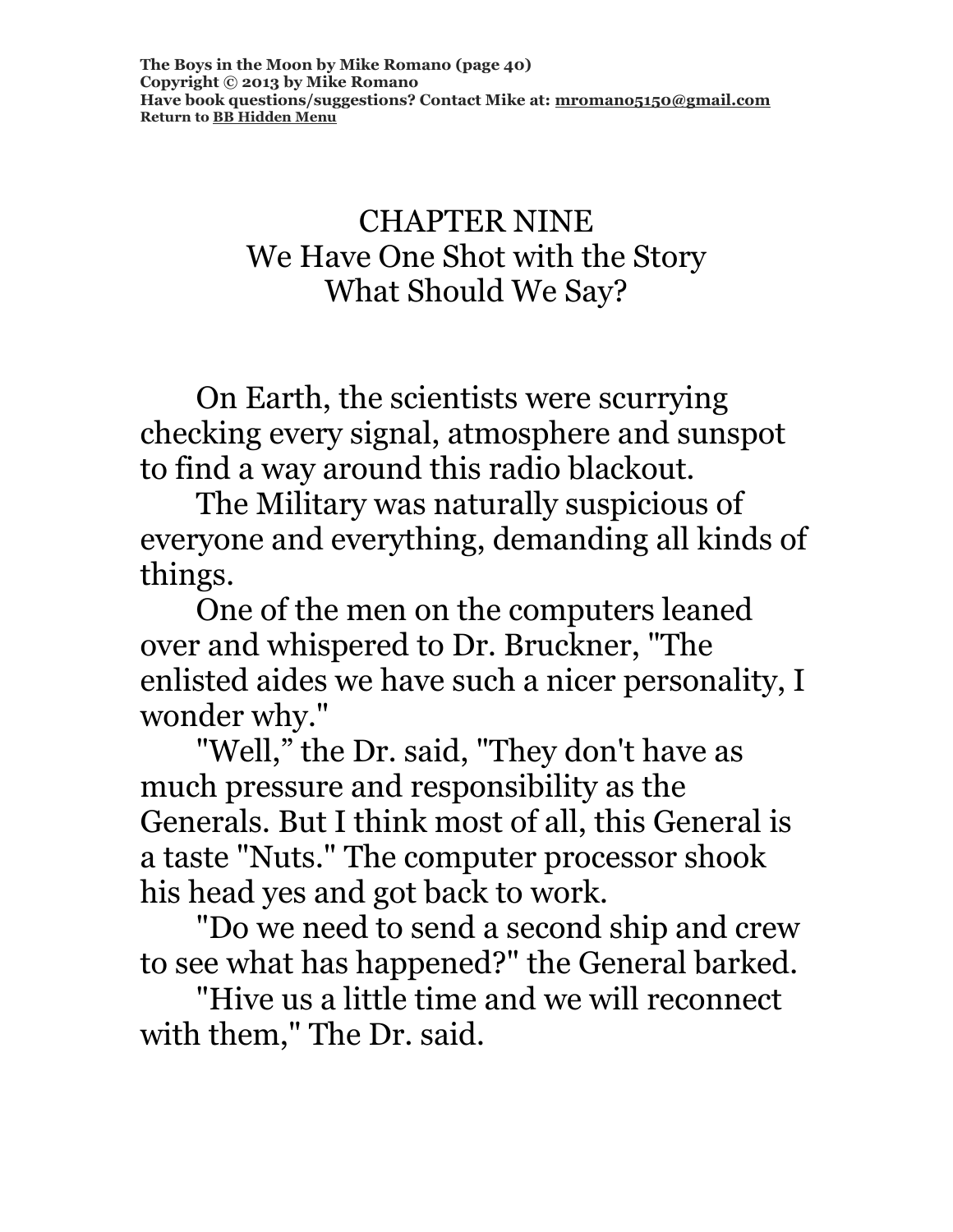# CHAPTER NINE
## We Have One Shot with the Story
## What Should We Say?

On Earth, the scientists were scurrying checking every signal, atmosphere and sunspot to find a way around this radio blackout.

The Military was naturally suspicious of everyone and everything, demanding all kinds of things.

One of the men on the computers leaned over and whispered to Dr. Bruckner, "The enlisted aides we have such a nicer personality, I wonder why."

"Well," the Dr. said, "They don't have as much pressure and responsibility as the Generals. But I think most of all, this General is a taste "Nuts." The computer processor shook his head yes and got back to work.

"Do we need to send a second ship and crew to see what has happened?" the General barked.

"Hive us a little time and we will reconnect with them," The Dr. said.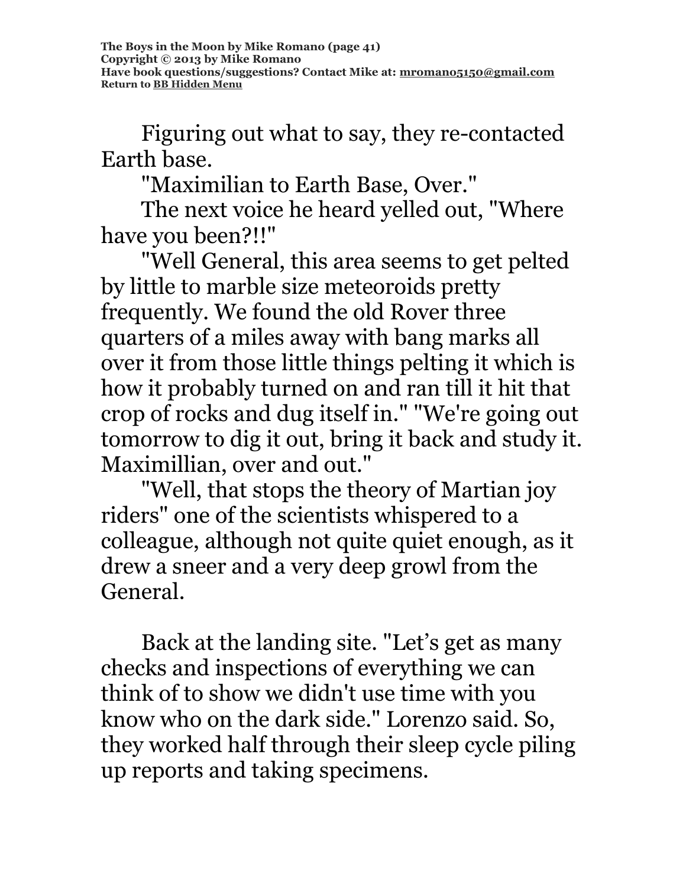Figuring out what to say, they re-contacted Earth base.

"Maximilian to Earth Base, Over."

The next voice he heard yelled out, "Where have you been?!!"

"Well General, this area seems to get pelted by little to marble size meteoroids pretty frequently. We found the old Rover three quarters of a miles away with bang marks all over it from those little things pelting it which is how it probably turned on and ran till it hit that crop of rocks and dug itself in." "We're going out tomorrow to dig it out, bring it back and study it. Maximillian, over and out."

"Well, that stops the theory of Martian joy riders" one of the scientists whispered to a colleague, although not quite quiet enough, as it drew a sneer and a very deep growl from the General.

Back at the landing site. "Let's get as many checks and inspections of everything we can think of to show we didn't use time with you know who on the dark side." Lorenzo said. So, they worked half through their sleep cycle piling up reports and taking specimens.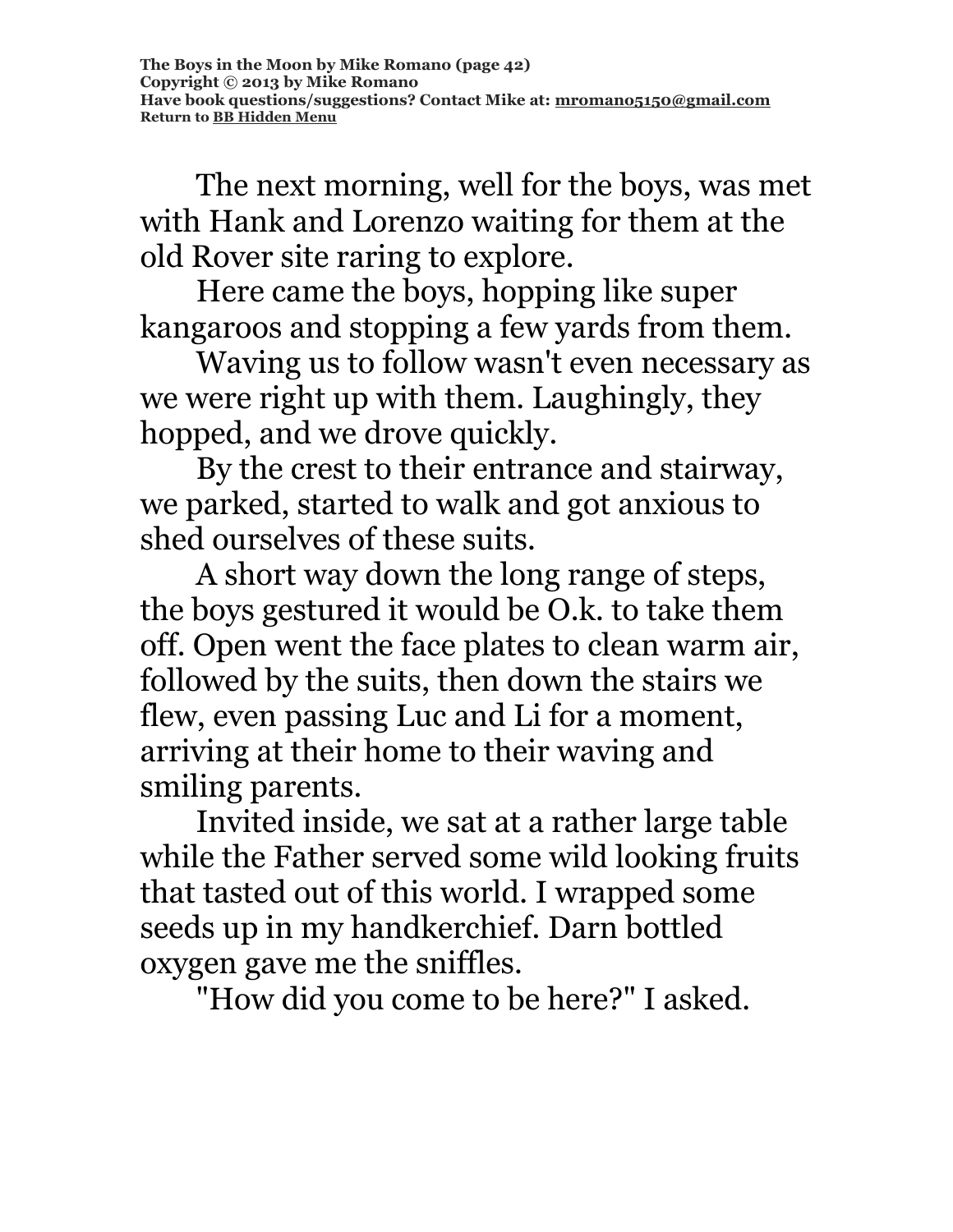The next morning, well for the boys, was met with Hank and Lorenzo waiting for them at the old Rover site raring to explore.

Here came the boys, hopping like super kangaroos and stopping a few yards from them.

Waving us to follow wasn't even necessary as we were right up with them. Laughingly, they hopped, and we drove quickly.

By the crest to their entrance and stairway, we parked, started to walk and got anxious to shed ourselves of these suits.

A short way down the long range of steps, the boys gestured it would be O.k. to take them off. Open went the face plates to clean warm air, followed by the suits, then down the stairs we flew, even passing Luc and Li for a moment, arriving at their home to their waving and smiling parents.

Invited inside, we sat at a rather large table while the Father served some wild looking fruits that tasted out of this world. I wrapped some seeds up in my handkerchief. Darn bottled oxygen gave me the sniffles.

"How did you come to be here?" I asked.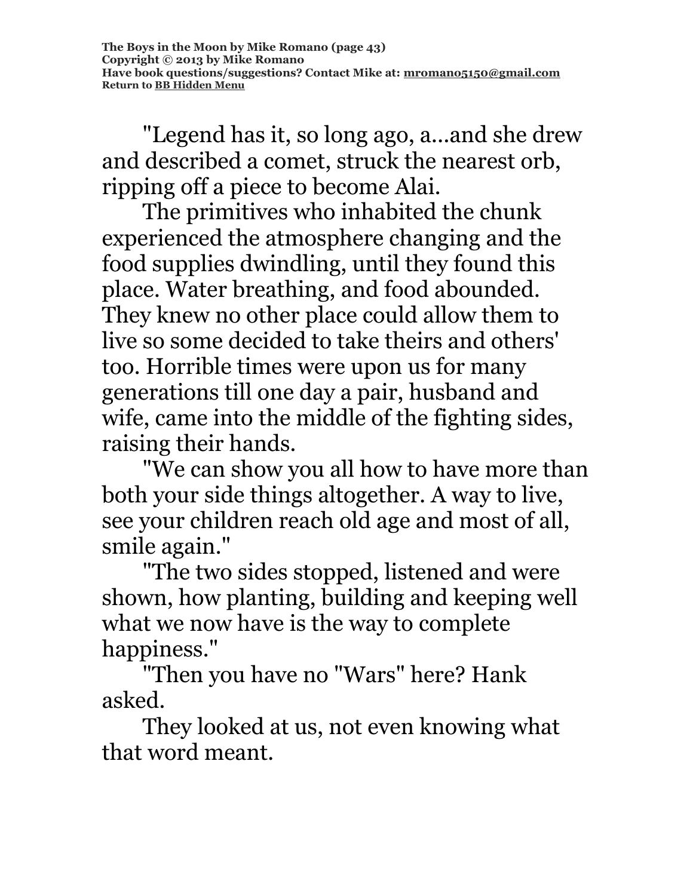"Legend has it, so long ago, a...and she drew and described a comet, struck the nearest orb, ripping off a piece to become Alai.

The primitives who inhabited the chunk experienced the atmosphere changing and the food supplies dwindling, until they found this place. Water breathing, and food abounded. They knew no other place could allow them to live so some decided to take theirs and others' too. Horrible times were upon us for many generations till one day a pair, husband and wife, came into the middle of the fighting sides, raising their hands.

"We can show you all how to have more than both your side things altogether. A way to live, see your children reach old age and most of all, smile again."

"The two sides stopped, listened and were shown, how planting, building and keeping well what we now have is the way to complete happiness."

"Then you have no "Wars" here? Hank asked.

They looked at us, not even knowing what that word meant.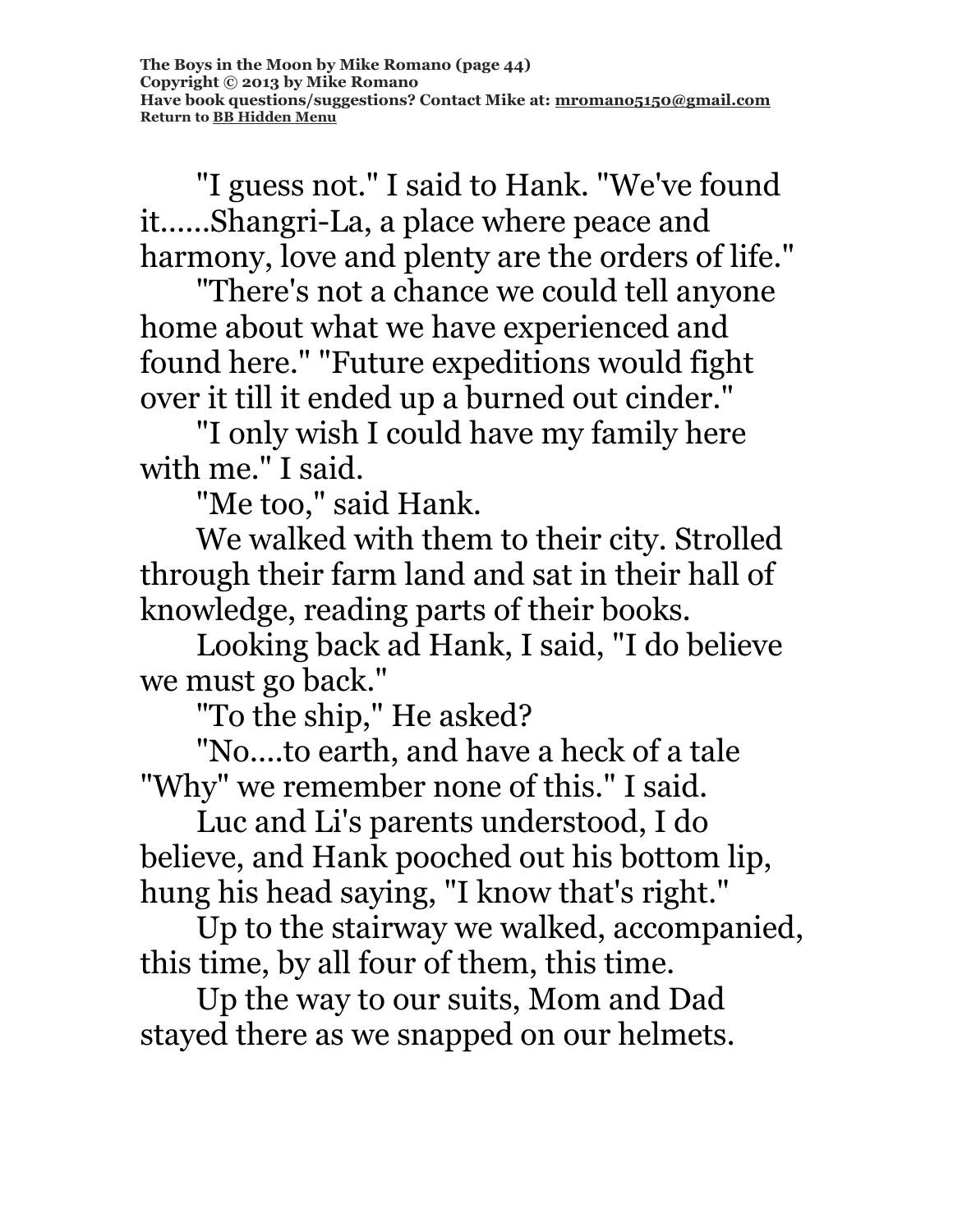"I guess not." I said to Hank. "We've found it......Shangri-La, a place where peace and harmony, love and plenty are the orders of life."

"There's not a chance we could tell anyone home about what we have experienced and found here." "Future expeditions would fight over it till it ended up a burned out cinder."

"I only wish I could have my family here with me." I said.

"Me too," said Hank.

We walked with them to their city. Strolled through their farm land and sat in their hall of knowledge, reading parts of their books.

Looking back ad Hank, I said, "I do believe we must go back."

"To the ship," He asked?

"No....to earth, and have a heck of a tale "Why" we remember none of this." I said.

Luc and Li's parents understood, I do believe, and Hank pooched out his bottom lip, hung his head saying, "I know that's right."

Up to the stairway we walked, accompanied, this time, by all four of them, this time.

Up the way to our suits, Mom and Dad stayed there as we snapped on our helmets.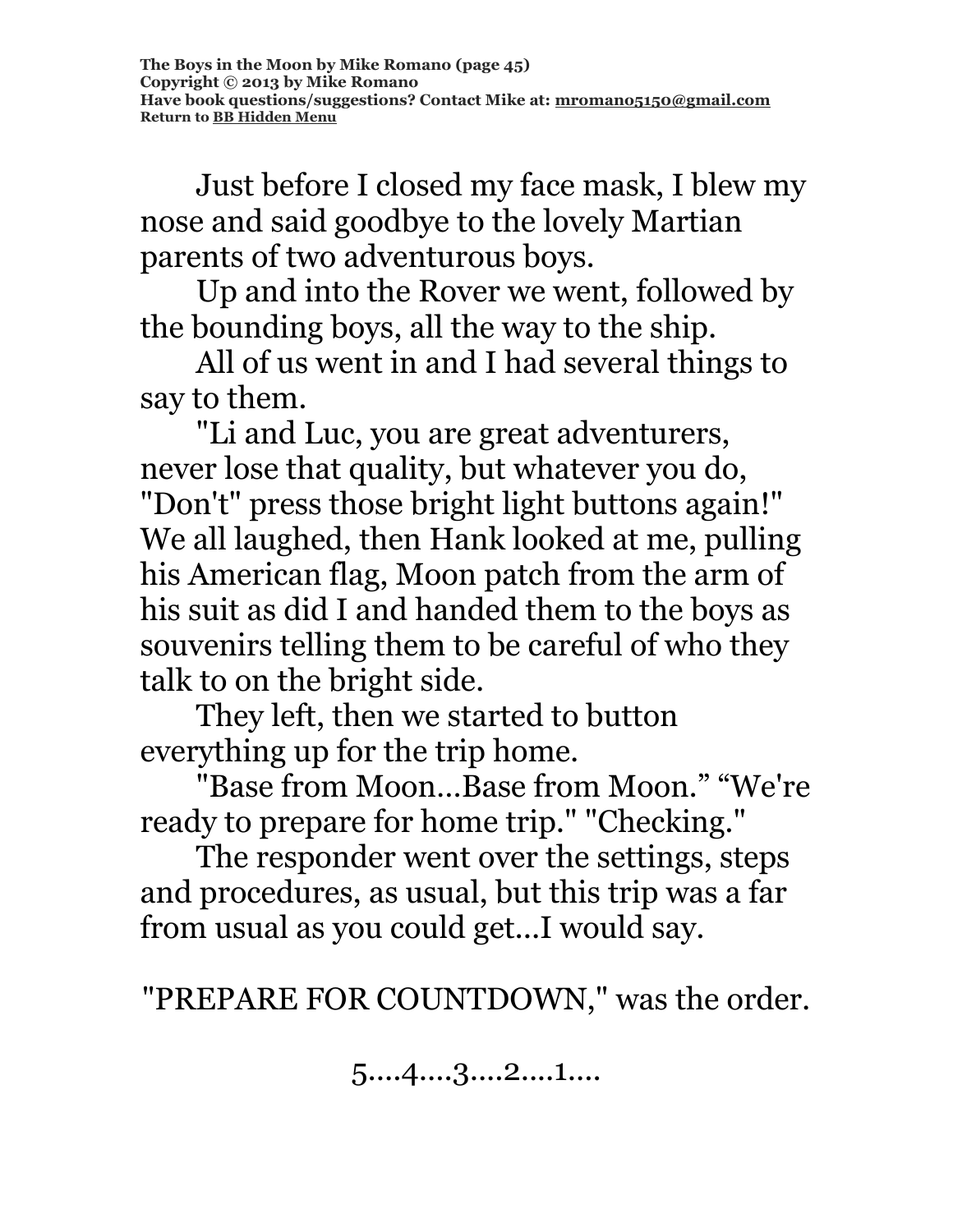Just before I closed my face mask, I blew my nose and said goodbye to the lovely Martian parents of two adventurous boys.

Up and into the Rover we went, followed by the bounding boys, all the way to the ship.

All of us went in and I had several things to say to them.

"Li and Luc, you are great adventurers, never lose that quality, but whatever you do, "Don't" press those bright light buttons again!" We all laughed, then Hank looked at me, pulling his American flag, Moon patch from the arm of his suit as did I and handed them to the boys as souvenirs telling them to be careful of who they talk to on the bright side.

They left, then we started to button everything up for the trip home.

"Base from Moon...Base from Moon." "We're ready to prepare for home trip." "Checking."

The responder went over the settings, steps and procedures, as usual, but this trip was a far from usual as you could get...I would say.

"PREPARE FOR COUNTDOWN," was the order.

5....4....3....2....1....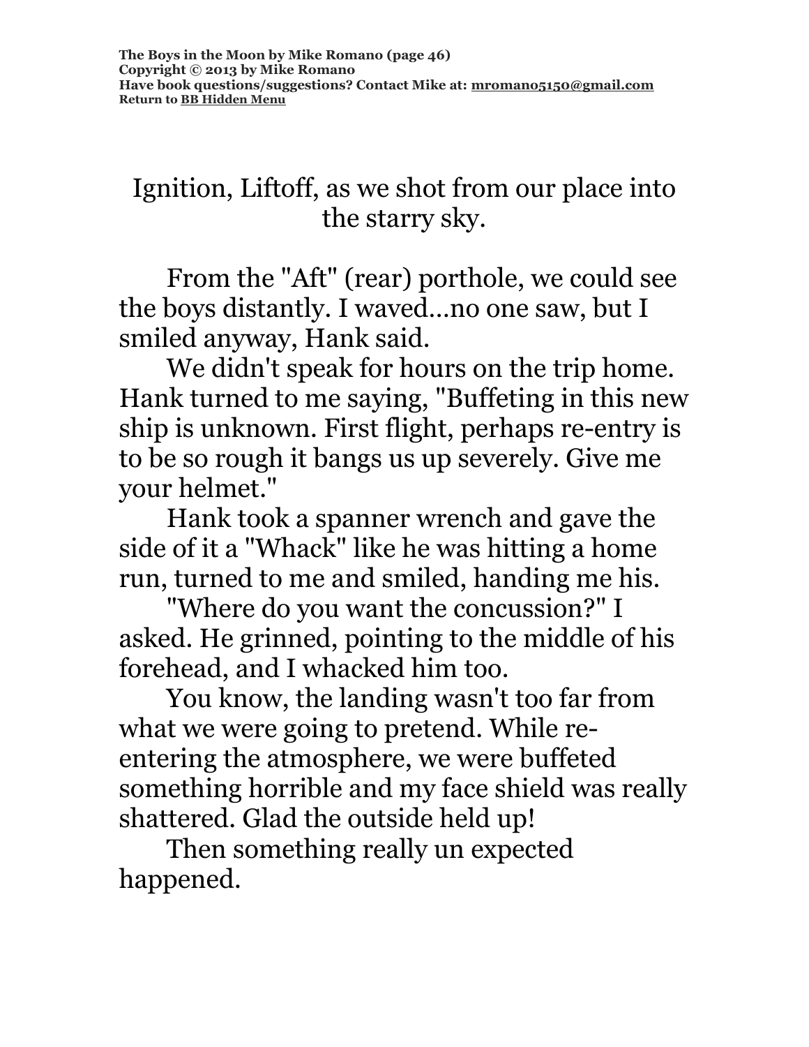Ignition, Liftoff, as we shot from our place into the starry sky.

From the "Aft" (rear) porthole, we could see the boys distantly. I waved...no one saw, but I smiled anyway, Hank said.

We didn't speak for hours on the trip home. Hank turned to me saying, "Buffeting in this new ship is unknown. First flight, perhaps re-entry is to be so rough it bangs us up severely. Give me your helmet."

Hank took a spanner wrench and gave the side of it a "Whack" like he was hitting a home run, turned to me and smiled, handing me his.

"Where do you want the concussion?" I asked. He grinned, pointing to the middle of his forehead, and I whacked him too.

You know, the landing wasn't too far from what we were going to pretend. While re-entering the atmosphere, we were buffeted something horrible and my face shield was really shattered. Glad the outside held up!

Then something really un expected happened.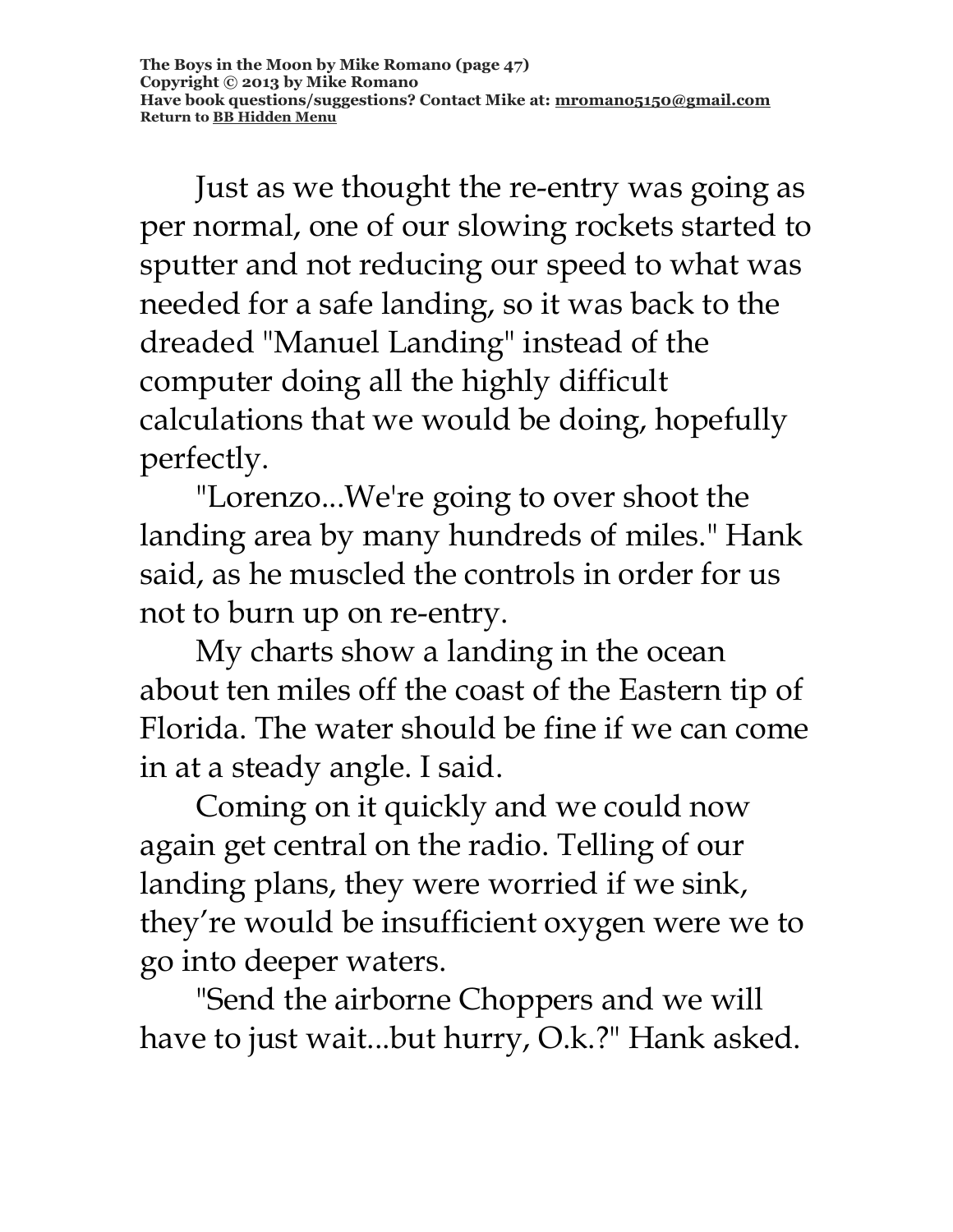Just as we thought the re-entry was going as per normal, one of our slowing rockets started to sputter and not reducing our speed to what was needed for a safe landing, so it was back to the dreaded "Manuel Landing" instead of the computer doing all the highly difficult calculations that we would be doing, hopefully perfectly.

"Lorenzo...We're going to over shoot the landing area by many hundreds of miles." Hank said, as he muscled the controls in order for us not to burn up on re-entry.

My charts show a landing in the ocean about ten miles off the coast of the Eastern tip of Florida. The water should be fine if we can come in at a steady angle. I said.

Coming on it quickly and we could now again get central on the radio. Telling of our landing plans, they were worried if we sink, they're would be insufficient oxygen were we to go into deeper waters.

"Send the airborne Choppers and we will have to just wait...but hurry, O.k.?" Hank asked.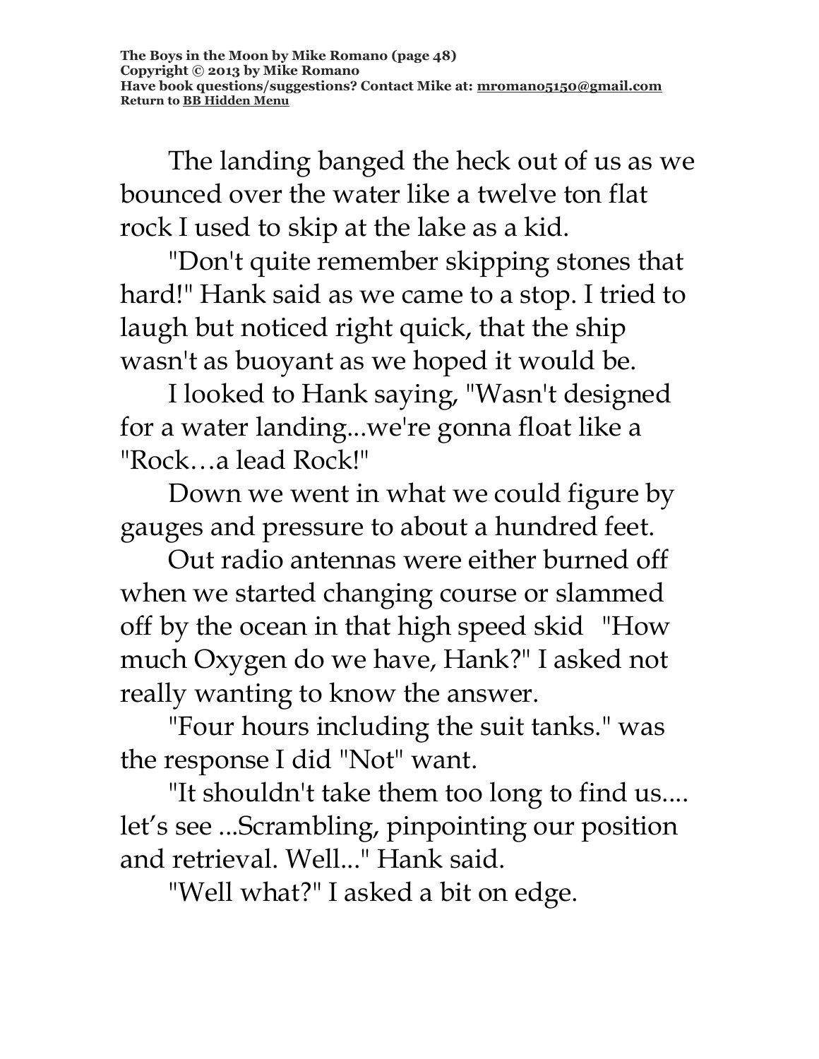The landing banged the heck out of us as we bounced over the water like a twelve ton flat rock I used to skip at the lake as a kid.

"Don't quite remember skipping stones that hard!" Hank said as we came to a stop. I tried to laugh but noticed right quick, that the ship wasn't as buoyant as we hoped it would be.

I looked to Hank saying, "Wasn't designed for a water landing...we're gonna float like a "Rock…a lead Rock!"

Down we went in what we could figure by gauges and pressure to about a hundred feet.

Out radio antennas were either burned off when we started changing course or slammed off by the ocean in that high speed skid "How much Oxygen do we have, Hank?" I asked not really wanting to know the answer.

"Four hours including the suit tanks." was the response I did "Not" want.

"It shouldn't take them too long to find us.... let's see ...Scrambling, pinpointing our position and retrieval. Well..." Hank said.

"Well what?" I asked a bit on edge.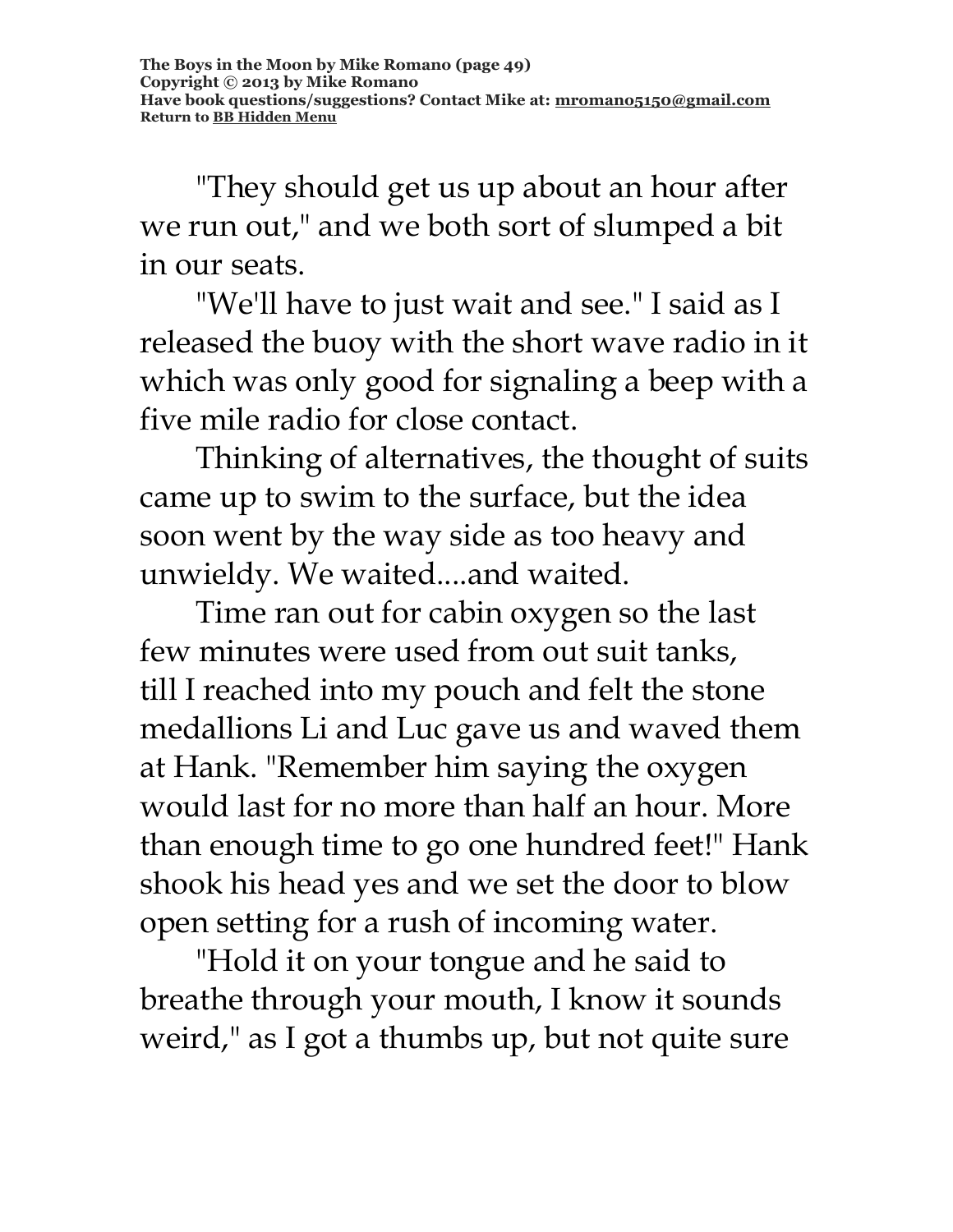"They should get us up about an hour after we run out," and we both sort of slumped a bit in our seats.

"We'll have to just wait and see." I said as I released the buoy with the short wave radio in it which was only good for signaling a beep with a five mile radio for close contact.

Thinking of alternatives, the thought of suits came up to swim to the surface, but the idea soon went by the way side as too heavy and unwieldy. We waited....and waited.

Time ran out for cabin oxygen so the last few minutes were used from out suit tanks, till I reached into my pouch and felt the stone medallions Li and Luc gave us and waved them at Hank. "Remember him saying the oxygen would last for no more than half an hour. More than enough time to go one hundred feet!" Hank shook his head yes and we set the door to blow open setting for a rush of incoming water.

"Hold it on your tongue and he said to breathe through your mouth, I know it sounds weird," as I got a thumbs up, but not quite sure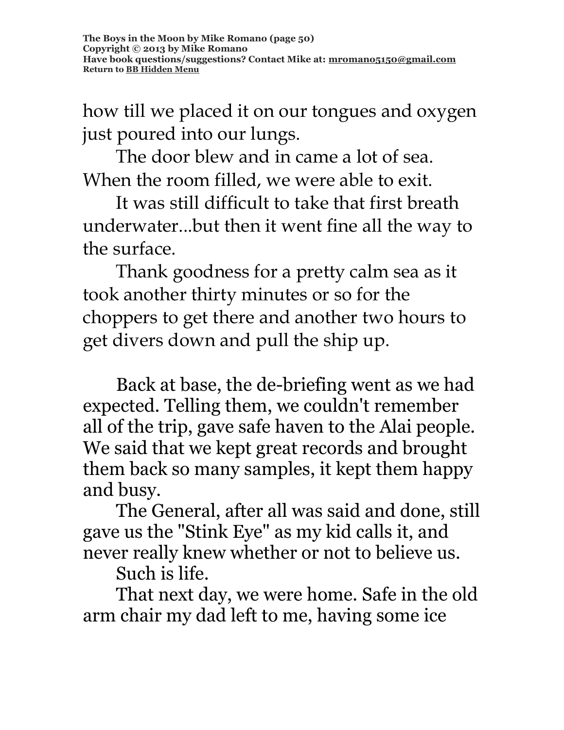how till we placed it on our tongues and oxygen just poured into our lungs.

The door blew and in came a lot of sea. When the room filled, we were able to exit.

It was still difficult to take that first breath underwater...but then it went fine all the way to the surface.

Thank goodness for a pretty calm sea as it took another thirty minutes or so for the choppers to get there and another two hours to get divers down and pull the ship up.

Back at base, the de-briefing went as we had expected. Telling them, we couldn't remember all of the trip, gave safe haven to the Alai people. We said that we kept great records and brought them back so many samples, it kept them happy and busy.

The General, after all was said and done, still gave us the "Stink Eye" as my kid calls it, and never really knew whether or not to believe us.

Such is life.

That next day, we were home. Safe in the old arm chair my dad left to me, having some ice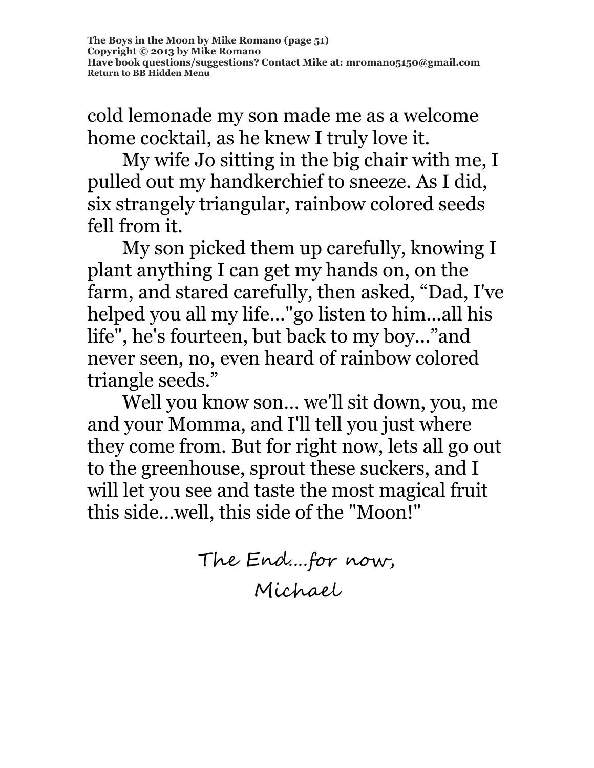cold lemonade my son made me as a welcome home cocktail, as he knew I truly love it.

My wife Jo sitting in the big chair with me, I pulled out my handkerchief to sneeze. As I did, six strangely triangular, rainbow colored seeds fell from it.

My son picked them up carefully, knowing I plant anything I can get my hands on, on the farm, and stared carefully, then asked, “Dad, I've helped you all my life..."go listen to him...all his life", he's fourteen, but back to my boy...”and never seen, no, even heard of rainbow colored triangle seeds.”

Well you know son... we'll sit down, you, me and your Momma, and I'll tell you just where they come from. But for right now, lets all go out to the greenhouse, sprout these suckers, and I will let you see and taste the most magical fruit this side...well, this side of the "Moon!"

The End....for now,

Michael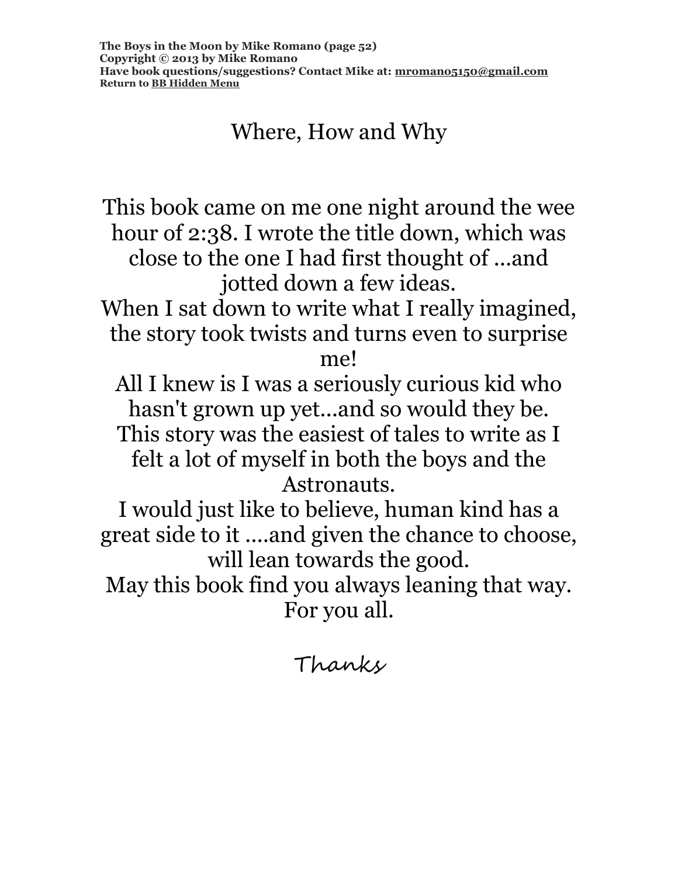# Where, How and Why

This book came on me one night around the wee hour of 2:38. I wrote the title down, which was close to the one I had first thought of ...and jotted down a few ideas.

When I sat down to write what I really imagined, the story took twists and turns even to surprise me!

All I knew is I was a seriously curious kid who hasn't grown up yet...and so would they be.

This story was the easiest of tales to write as I felt a lot of myself in both the boys and the Astronauts.

I would just like to believe, human kind has a great side to it ....and given the chance to choose, will lean towards the good.

May this book find you always leaning that way.

For you all.

*Thanks*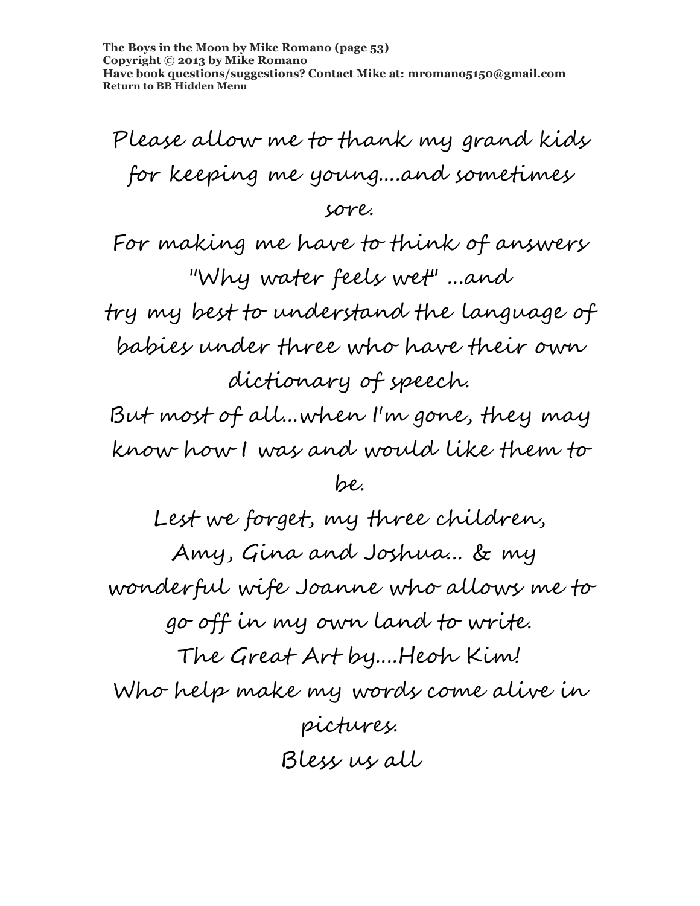Please allow me to thank my grand kids for keeping me young....and sometimes sore.

For making me have to think of answers "Why water feels wet" ...and try my best to understand the language of babies under three who have their own dictionary of speech.

But most of all...when I'm gone, they may know how I was and would like them to be.

Lest we forget, my three children, Amy, Gina and Joshua... & my wonderful wife Joanne who allows me to go off in my own land to write.

The Great Art by....Heoh Kim!

Who help make my words come alive in pictures.

Bless us all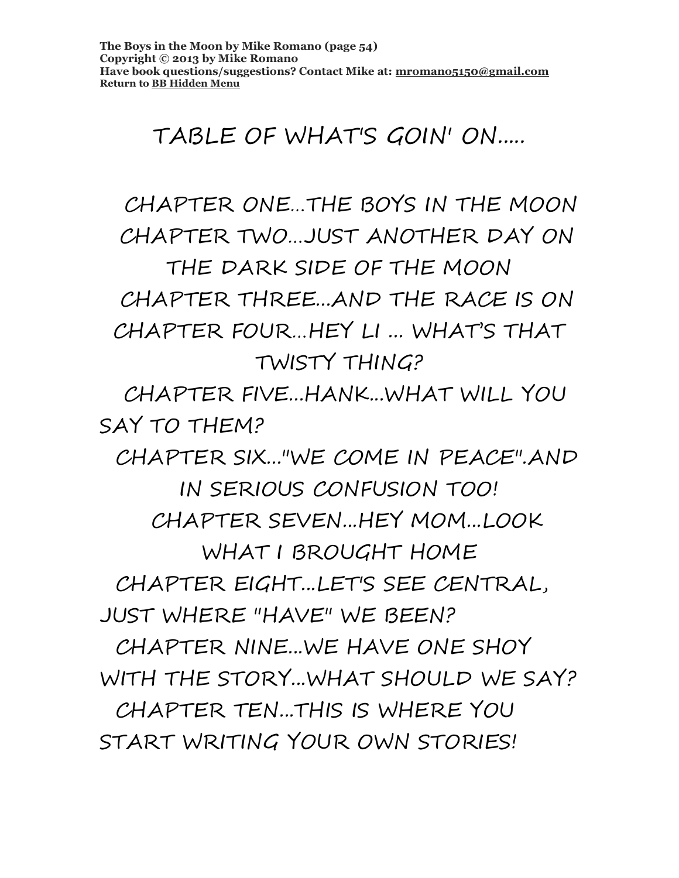# TABLE OF WHAT'S GOIN' ON.....

CHAPTER ONE...THE BOYS IN THE MOON

CHAPTER TWO...JUST ANOTHER DAY ON THE DARK SIDE OF THE MOON

CHAPTER THREE...AND THE RACE IS ON

CHAPTER FOUR...HEY LI ... WHAT'S THAT TWISTY THING?

CHAPTER FIVE...HANK...WHAT WILL YOU SAY TO THEM?

CHAPTER SIX..."WE COME IN PEACE".AND IN SERIOUS CONFUSION TOO!

CHAPTER SEVEN...HEY MOM...LOOK WHAT I BROUGHT HOME

CHAPTER EIGHT...LET'S SEE CENTRAL, JUST WHERE "HAVE" WE BEEN?

CHAPTER NINE...WE HAVE ONE SHOY WITH THE STORY...WHAT SHOULD WE SAY?

CHAPTER TEN...THIS IS WHERE YOU START WRITING YOUR OWN STORIES!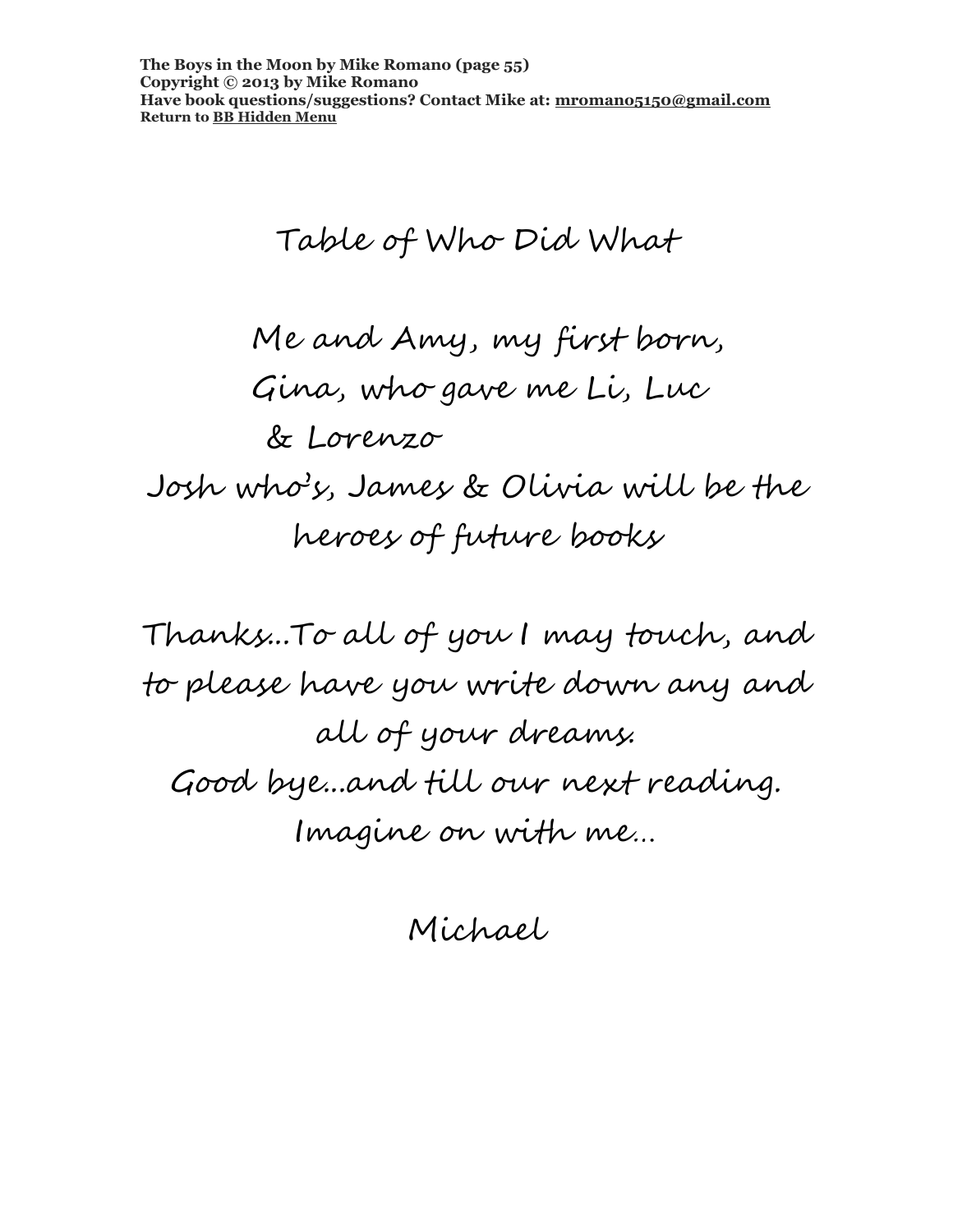# Table of Who Did What

Me and Amy, my first born,
Gina, who gave me Li, Luc
& Lorenzo
Josh who's, James & Olivia will be the
heroes of future books

Thanks...To all of you I may touch, and
to please have you write down any and
all of your dreams.
Good bye...and till our next reading.
Imagine on with me...

Michael